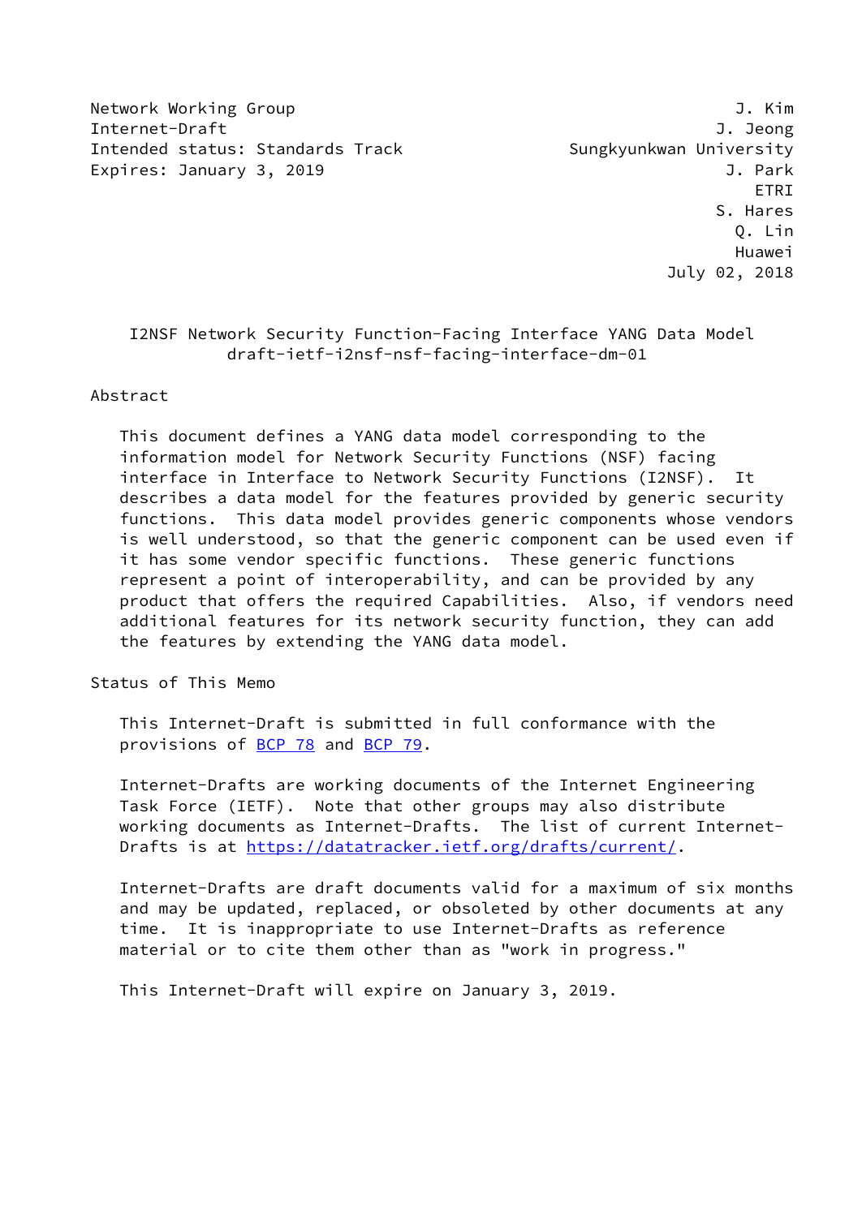Network Working Group J. Kim
Internet-Draft J. Jeong
Intended status: Standards Track Sungkyunkwan University
Expires: January 3, 2019 J. Park
ETRI
S. Hares
Q. Lin
Huawei
July 02, 2018

# I2NSF Network Security Function-Facing Interface YANG Data Model
draft-ietf-i2nsf-nsf-facing-interface-dm-01

## Abstract

This document defines a YANG data model corresponding to the information model for Network Security Functions (NSF) facing interface in Interface to Network Security Functions (I2NSF). It describes a data model for the features provided by generic security functions. This data model provides generic components whose vendors is well understood, so that the generic component can be used even if it has some vendor specific functions. These generic functions represent a point of interoperability, and can be provided by any product that offers the required Capabilities. Also, if vendors need additional features for its network security function, they can add the features by extending the YANG data model.

## Status of This Memo

This Internet-Draft is submitted in full conformance with the provisions of BCP 78 and BCP 79.

Internet-Drafts are working documents of the Internet Engineering Task Force (IETF). Note that other groups may also distribute working documents as Internet-Drafts. The list of current Internet-Drafts is at https://datatracker.ietf.org/drafts/current/.

Internet-Drafts are draft documents valid for a maximum of six months and may be updated, replaced, or obsoleted by other documents at any time. It is inappropriate to use Internet-Drafts as reference material or to cite them other than as "work in progress."

This Internet-Draft will expire on January 3, 2019.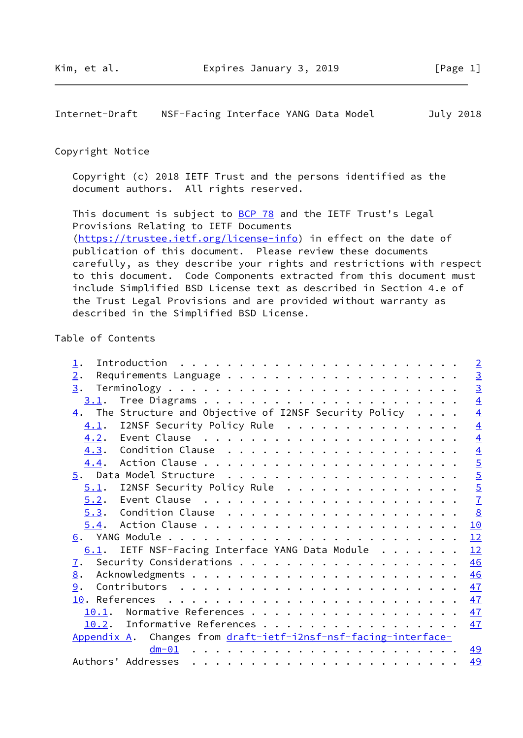## Copyright Notice

Copyright (c) 2018 IETF Trust and the persons identified as the document authors. All rights reserved.

This document is subject to BCP 78 and the IETF Trust's Legal Provisions Relating to IETF Documents (https://trustee.ietf.org/license-info) in effect on the date of publication of this document. Please review these documents carefully, as they describe your rights and restrictions with respect to this document. Code Components extracted from this document must include Simplified BSD License text as described in Section 4.e of the Trust Legal Provisions and are provided without warranty as described in the Simplified BSD License.

## Table of Contents

```
   1.  Introduction . . . . . . . . . . . . . . . . . . . . . . . .   2
   2.  Requirements Language  . . . . . . . . . . . . . . . . . . .   3
   3.  Terminology  . . . . . . . . . . . . . . . . . . . . . . . .   3
     3.1.  Tree Diagrams  . . . . . . . . . . . . . . . . . . . . .   4
   4.  The Structure and Objective of I2NSF Security Policy . . . .   4
     4.1.  I2NSF Security Policy Rule . . . . . . . . . . . . . . .   4
     4.2.  Event Clause . . . . . . . . . . . . . . . . . . . . . .   4
     4.3.  Condition Clause . . . . . . . . . . . . . . . . . . . .   4
     4.4.  Action Clause  . . . . . . . . . . . . . . . . . . . . .   5
   5.  Data Model Structure . . . . . . . . . . . . . . . . . . . .   5
     5.1.  I2NSF Security Policy Rule . . . . . . . . . . . . . . .   5
     5.2.  Event Clause . . . . . . . . . . . . . . . . . . . . . .   7
     5.3.  Condition Clause . . . . . . . . . . . . . . . . . . . .   8
     5.4.  Action Clause  . . . . . . . . . . . . . . . . . . . . .  10
   6.  YANG Module  . . . . . . . . . . . . . . . . . . . . . . . .  12
     6.1.  IETF NSF-Facing Interface YANG Data Module . . . . . . .  12
   7.  Security Considerations  . . . . . . . . . . . . . . . . . .  46
   8.  Acknowledgments  . . . . . . . . . . . . . . . . . . . . . .  46
   9.  Contributors . . . . . . . . . . . . . . . . . . . . . . . .  47
   10. References . . . . . . . . . . . . . . . . . . . . . . . . .  47
     10.1.  Normative References  . . . . . . . . . . . . . . . . .  47
     10.2.  Informative References  . . . . . . . . . . . . . . . .  47
   Appendix A.  Changes from draft-ietf-i2nsf-nsf-facing-interface-
                dm-01 . . . . . . . . . . . . . . . . . . . . . . .  49
   Authors' Addresses . . . . . . . . . . . . . . . . . . . . . . .  49
```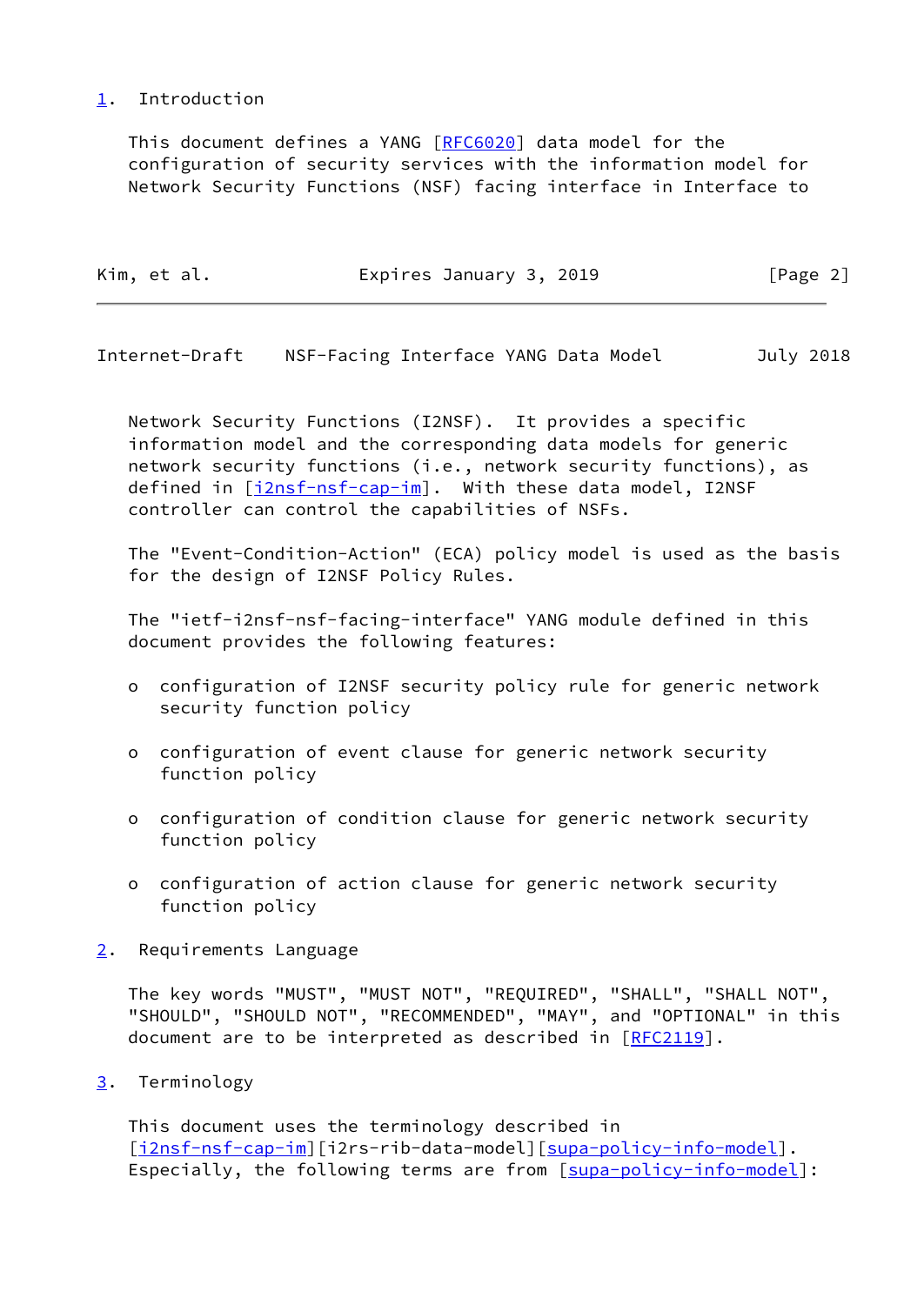# 1. Introduction

This document defines a YANG [RFC6020] data model for the configuration of security services with the information model for Network Security Functions (NSF) facing interface in Interface to Network Security Functions (I2NSF). It provides a specific information model and the corresponding data models for generic network security functions (i.e., network security functions), as defined in [i2nsf-nsf-cap-im]. With these data model, I2NSF controller can control the capabilities of NSFs.

The "Event-Condition-Action" (ECA) policy model is used as the basis for the design of I2NSF Policy Rules.

The "ietf-i2nsf-nsf-facing-interface" YANG module defined in this document provides the following features:

- configuration of I2NSF security policy rule for generic network security function policy
- configuration of event clause for generic network security function policy
- configuration of condition clause for generic network security function policy
- configuration of action clause for generic network security function policy

# 2. Requirements Language

The key words "MUST", "MUST NOT", "REQUIRED", "SHALL", "SHALL NOT", "SHOULD", "SHOULD NOT", "RECOMMENDED", "MAY", and "OPTIONAL" in this document are to be interpreted as described in [RFC2119].

# 3. Terminology

This document uses the terminology described in [i2nsf-nsf-cap-im][i2rs-rib-data-model][supa-policy-info-model]. Especially, the following terms are from [supa-policy-info-model]: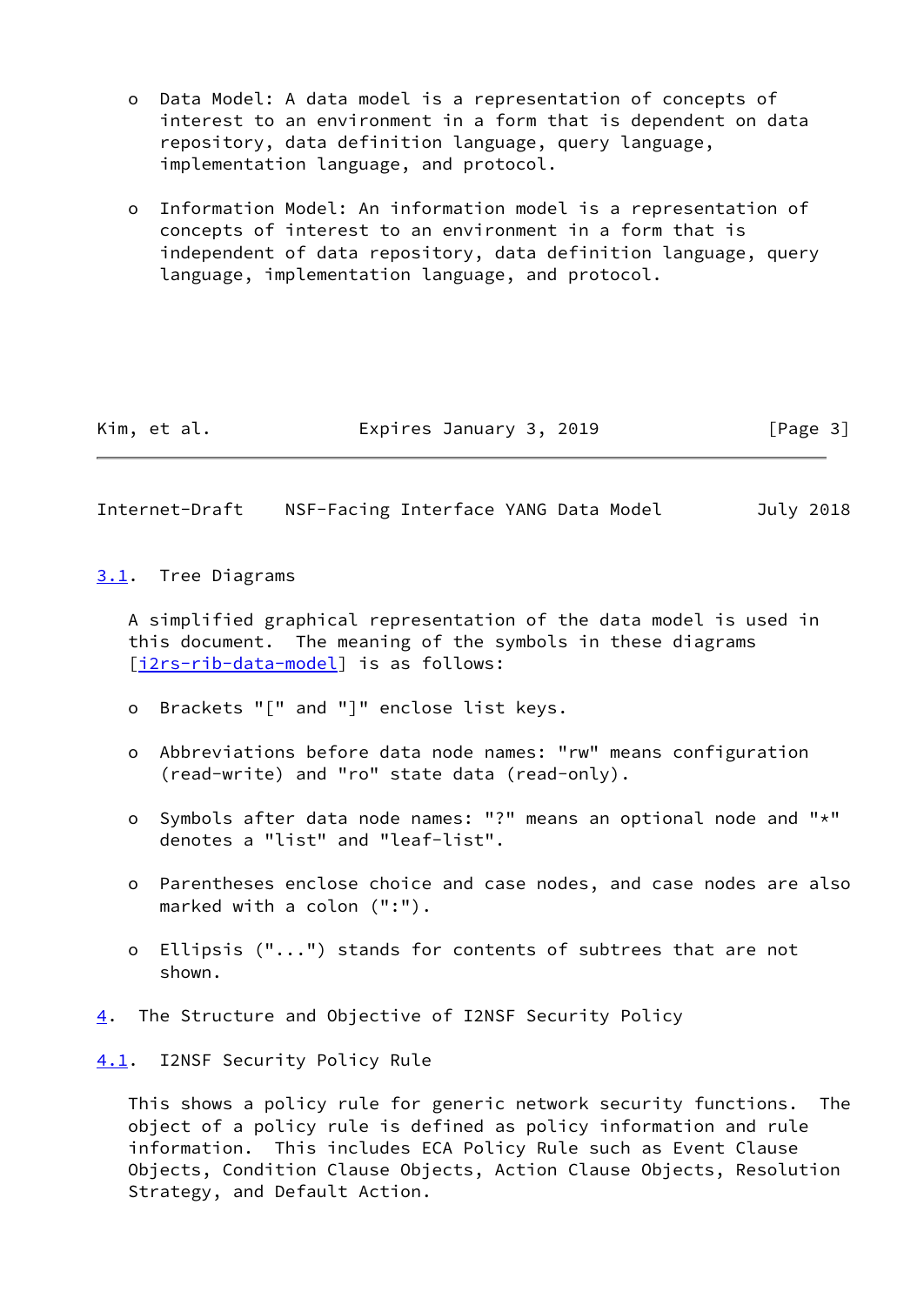- Data Model: A data model is a representation of concepts of interest to an environment in a form that is dependent on data repository, data definition language, query language, implementation language, and protocol.

- Information Model: An information model is a representation of concepts of interest to an environment in a form that is independent of data repository, data definition language, query language, implementation language, and protocol.

### 3.1. Tree Diagrams

A simplified graphical representation of the data model is used in this document. The meaning of the symbols in these diagrams [i2rs-rib-data-model] is as follows:

- Brackets "[" and "]" enclose list keys.

- Abbreviations before data node names: "rw" means configuration (read-write) and "ro" state data (read-only).

- Symbols after data node names: "?" means an optional node and "*" denotes a "list" and "leaf-list".

- Parentheses enclose choice and case nodes, and case nodes are also marked with a colon (":").

- Ellipsis ("...") stands for contents of subtrees that are not shown.

## 4. The Structure and Objective of I2NSF Security Policy

### 4.1. I2NSF Security Policy Rule

This shows a policy rule for generic network security functions. The object of a policy rule is defined as policy information and rule information. This includes ECA Policy Rule such as Event Clause Objects, Condition Clause Objects, Action Clause Objects, Resolution Strategy, and Default Action.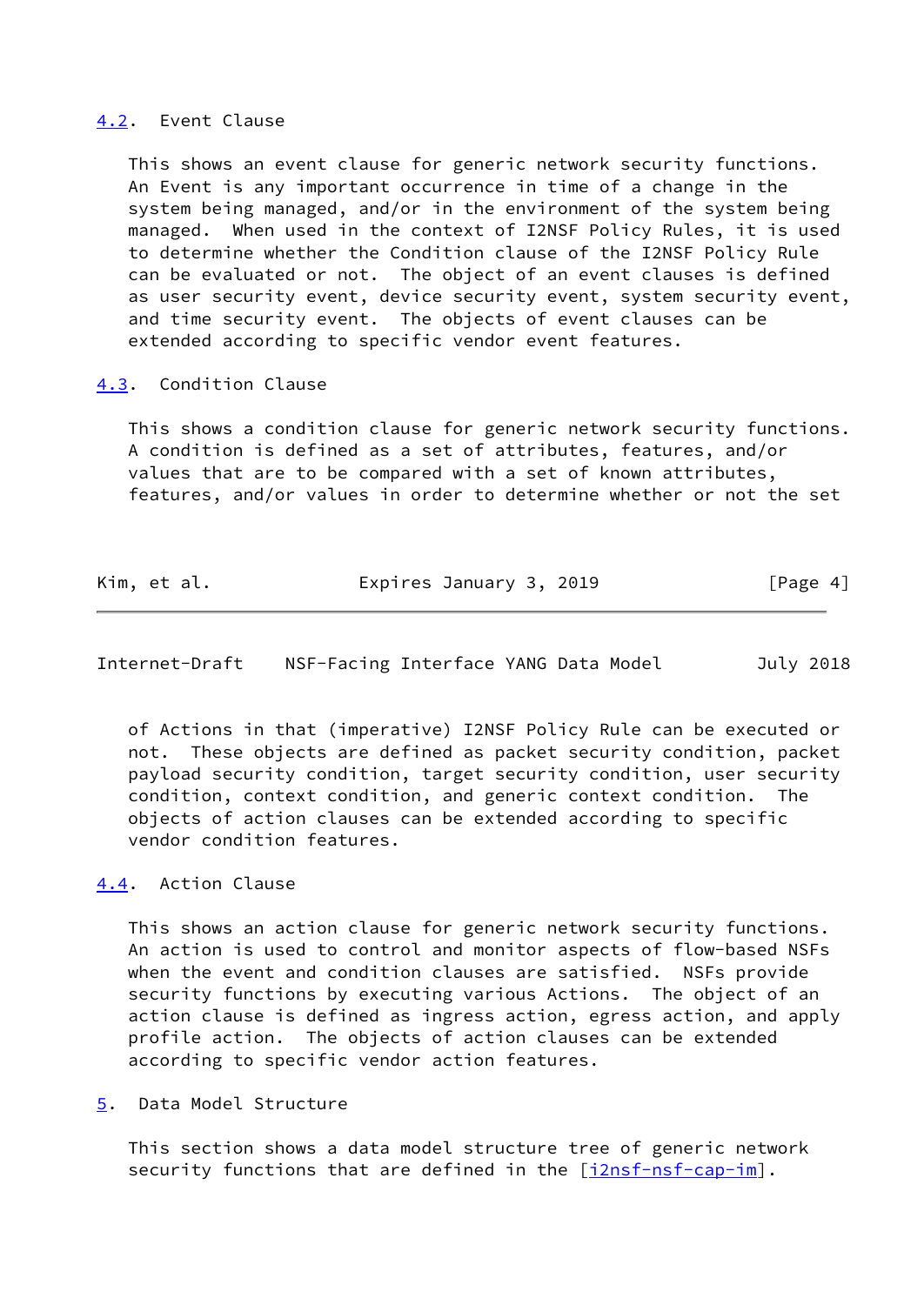### 4.2. Event Clause

This shows an event clause for generic network security functions. An Event is any important occurrence in time of a change in the system being managed, and/or in the environment of the system being managed. When used in the context of I2NSF Policy Rules, it is used to determine whether the Condition clause of the I2NSF Policy Rule can be evaluated or not. The object of an event clauses is defined as user security event, device security event, system security event, and time security event. The objects of event clauses can be extended according to specific vendor event features.

### 4.3. Condition Clause

This shows a condition clause for generic network security functions. A condition is defined as a set of attributes, features, and/or values that are to be compared with a set of known attributes, features, and/or values in order to determine whether or not the set of Actions in that (imperative) I2NSF Policy Rule can be executed or not. These objects are defined as packet security condition, packet payload security condition, target security condition, user security condition, context condition, and generic context condition. The objects of action clauses can be extended according to specific vendor condition features.

### 4.4. Action Clause

This shows an action clause for generic network security functions. An action is used to control and monitor aspects of flow-based NSFs when the event and condition clauses are satisfied. NSFs provide security functions by executing various Actions. The object of an action clause is defined as ingress action, egress action, and apply profile action. The objects of action clauses can be extended according to specific vendor action features.

## 5. Data Model Structure

This section shows a data model structure tree of generic network security functions that are defined in the [i2nsf-nsf-cap-im].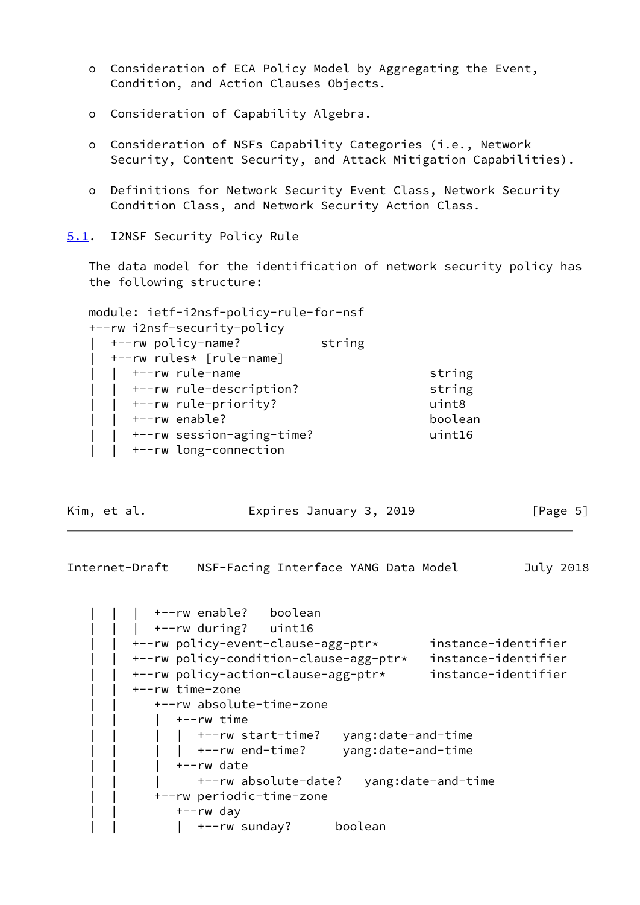o Consideration of ECA Policy Model by Aggregating the Event, Condition, and Action Clauses Objects.

o Consideration of Capability Algebra.

o Consideration of NSFs Capability Categories (i.e., Network Security, Content Security, and Attack Mitigation Capabilities).

o Definitions for Network Security Event Class, Network Security Condition Class, and Network Security Action Class.

## 5.1. I2NSF Security Policy Rule

The data model for the identification of network security policy has the following structure:

```
module: ietf-i2nsf-policy-rule-for-nsf
+--rw i2nsf-security-policy
|  +--rw policy-name?           string
|  +--rw rules* [rule-name]
|  |  +--rw rule-name                          string
|  |  +--rw rule-description?                  string
|  |  +--rw rule-priority?                     uint8
|  |  +--rw enable?                            boolean
|  |  +--rw session-aging-time?                uint16
|  |  +--rw long-connection
|  |  |  +--rw enable?   boolean
|  |  |  +--rw during?   uint16
|  |  +--rw policy-event-clause-agg-ptr*       instance-identifier
|  |  +--rw policy-condition-clause-agg-ptr*   instance-identifier
|  |  +--rw policy-action-clause-agg-ptr*      instance-identifier
|  |  +--rw time-zone
|  |     +--rw absolute-time-zone
|  |     |  +--rw time
|  |     |  |  +--rw start-time?   yang:date-and-time
|  |     |  |  +--rw end-time?     yang:date-and-time
|  |     |  +--rw date
|  |     |     +--rw absolute-date?   yang:date-and-time
|  |     +--rw periodic-time-zone
|  |        +--rw day
|  |        |  +--rw sunday?      boolean
```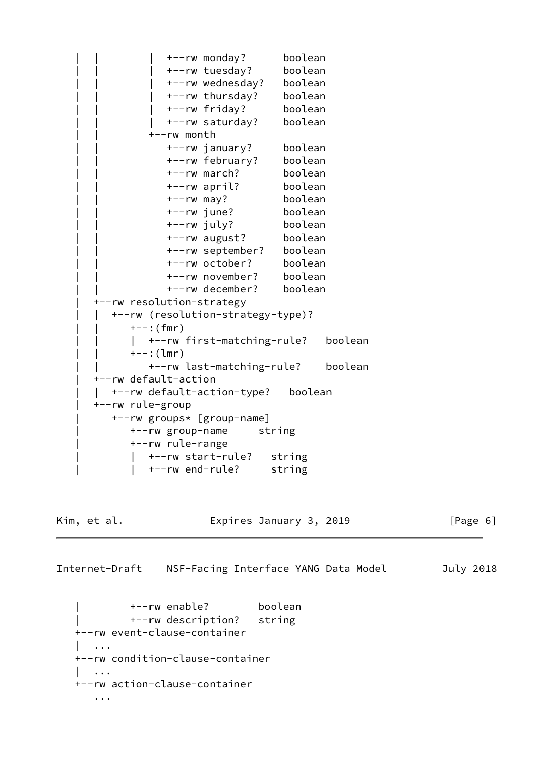```
   |  |         |  +--rw monday?      boolean
   |  |         |  +--rw tuesday?     boolean
   |  |         |  +--rw wednesday?   boolean
   |  |         |  +--rw thursday?    boolean
   |  |         |  +--rw friday?      boolean
   |  |         |  +--rw saturday?    boolean
   |  |         +--rw month
   |  |            +--rw january?     boolean
   |  |            +--rw february?    boolean
   |  |            +--rw march?       boolean
   |  |            +--rw april?       boolean
   |  |            +--rw may?         boolean
   |  |            +--rw june?        boolean
   |  |            +--rw july?        boolean
   |  |            +--rw august?      boolean
   |  |            +--rw september?   boolean
   |  |            +--rw october?     boolean
   |  |            +--rw november?    boolean
   |  |            +--rw december?    boolean
   |  +--rw resolution-strategy
   |  |  +--rw (resolution-strategy-type)?
   |  |     +--:(fmr)
   |  |     |  +--rw first-matching-rule?   boolean
   |  |     +--:(lmr)
   |  |        +--rw last-matching-rule?    boolean
   |  +--rw default-action
   |  |  +--rw default-action-type?   boolean
   |  +--rw rule-group
   |     +--rw groups* [group-name]
   |        +--rw group-name     string
   |        +--rw rule-range
   |        |  +--rw start-rule?   string
   |        |  +--rw end-rule?     string
```

```
   |        +--rw enable?        boolean
   |        +--rw description?   string
   +--rw event-clause-container
   |  ...
   +--rw condition-clause-container
   |  ...
   +--rw action-clause-container
      ...
```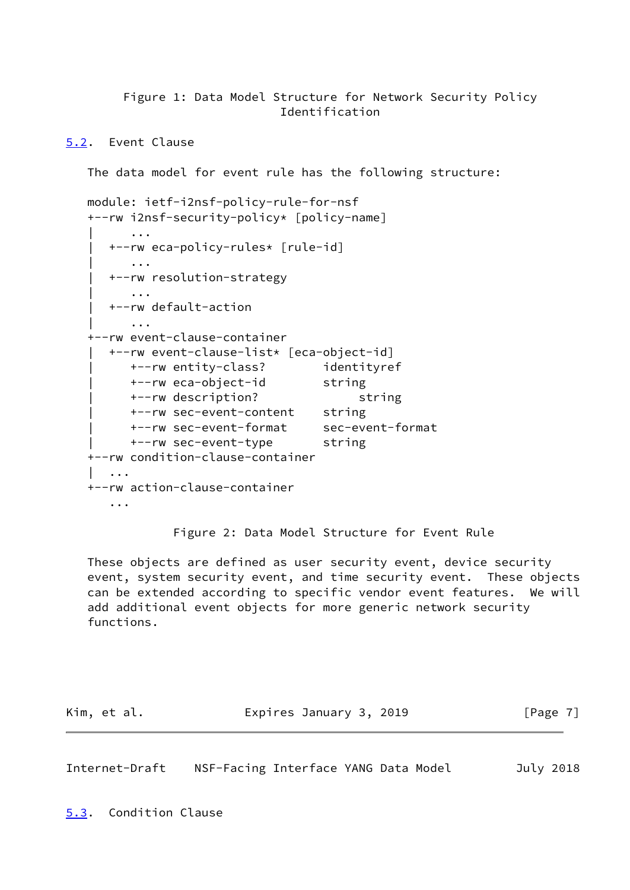Figure 1: Data Model Structure for Network Security Policy Identification

## 5.2. Event Clause

The data model for event rule has the following structure:

```
module: ietf-i2nsf-policy-rule-for-nsf
+--rw i2nsf-security-policy* [policy-name]
|     ...
|  +--rw eca-policy-rules* [rule-id]
|     ...
|  +--rw resolution-strategy
|     ...
|  +--rw default-action
|     ...
+--rw event-clause-container
|  +--rw event-clause-list* [eca-object-id]
|     +--rw entity-class?        identityref
|     +--rw eca-object-id        string
|     +--rw description?              string
|     +--rw sec-event-content    string
|     +--rw sec-event-format     sec-event-format
|     +--rw sec-event-type       string
+--rw condition-clause-container
|  ...
+--rw action-clause-container
   ...
```

Figure 2: Data Model Structure for Event Rule

These objects are defined as user security event, device security event, system security event, and time security event. These objects can be extended according to specific vendor event features. We will add additional event objects for more generic network security functions.

## 5.3. Condition Clause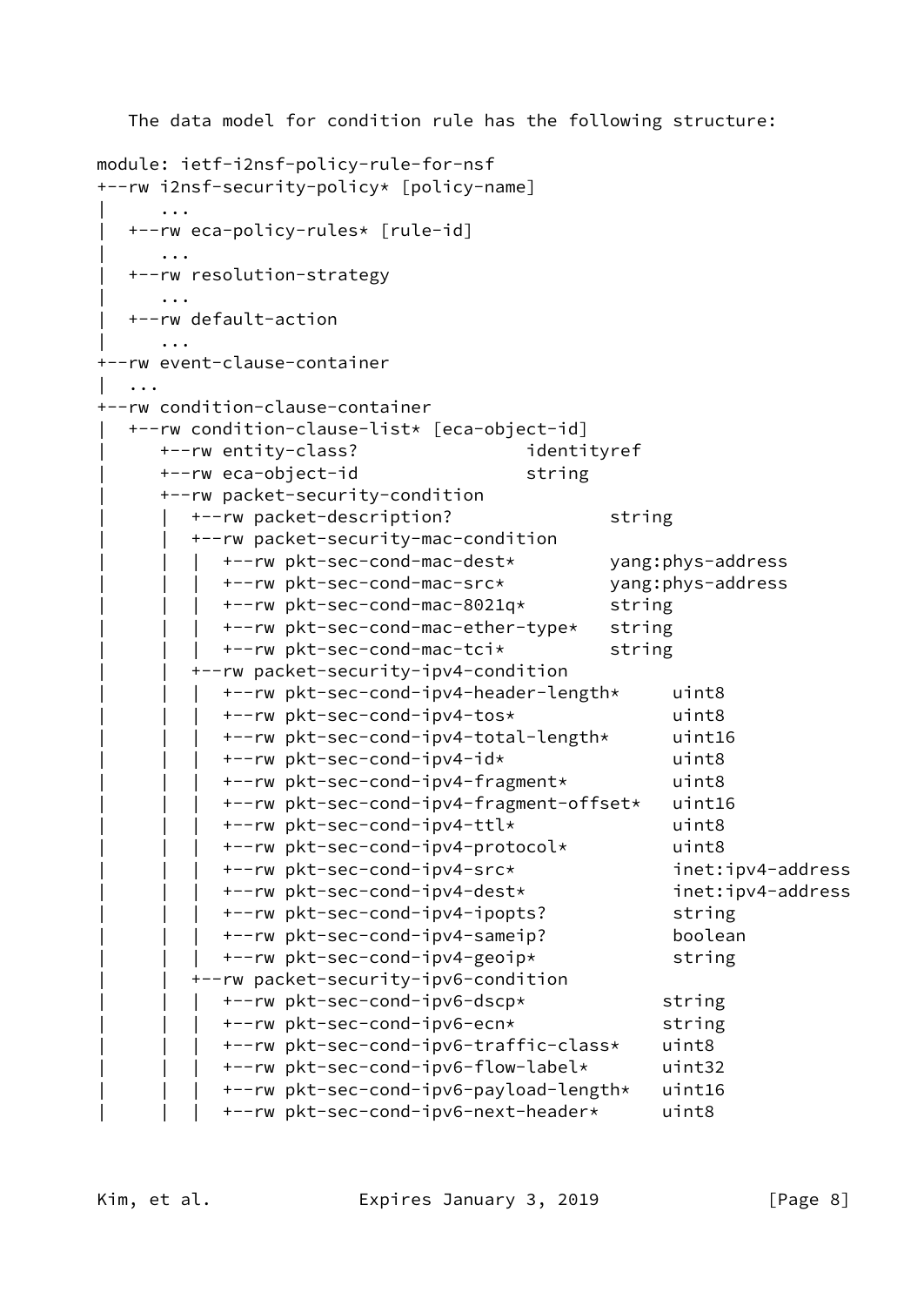The data model for condition rule has the following structure:

```
module: ietf-i2nsf-policy-rule-for-nsf
+--rw i2nsf-security-policy* [policy-name]
|     ...
|  +--rw eca-policy-rules* [rule-id]
|     ...
|  +--rw resolution-strategy
|     ...
|  +--rw default-action
|     ...
+--rw event-clause-container
|  ...
+--rw condition-clause-container
|  +--rw condition-clause-list* [eca-object-id]
|     +--rw entity-class?                identityref
|     +--rw eca-object-id                string
|     +--rw packet-security-condition
|     |  +--rw packet-description?               string
|     |  +--rw packet-security-mac-condition
|     |  |  +--rw pkt-sec-cond-mac-dest*         yang:phys-address
|     |  |  +--rw pkt-sec-cond-mac-src*          yang:phys-address
|     |  |  +--rw pkt-sec-cond-mac-8021q*        string
|     |  |  +--rw pkt-sec-cond-mac-ether-type*   string
|     |  |  +--rw pkt-sec-cond-mac-tci*          string
|     |  +--rw packet-security-ipv4-condition
|     |  |  +--rw pkt-sec-cond-ipv4-header-length*     uint8
|     |  |  +--rw pkt-sec-cond-ipv4-tos*               uint8
|     |  |  +--rw pkt-sec-cond-ipv4-total-length*      uint16
|     |  |  +--rw pkt-sec-cond-ipv4-id*                uint8
|     |  |  +--rw pkt-sec-cond-ipv4-fragment*          uint8
|     |  |  +--rw pkt-sec-cond-ipv4-fragment-offset*   uint16
|     |  |  +--rw pkt-sec-cond-ipv4-ttl*               uint8
|     |  |  +--rw pkt-sec-cond-ipv4-protocol*          uint8
|     |  |  +--rw pkt-sec-cond-ipv4-src*               inet:ipv4-address
|     |  |  +--rw pkt-sec-cond-ipv4-dest*              inet:ipv4-address
|     |  |  +--rw pkt-sec-cond-ipv4-ipopts?            string
|     |  |  +--rw pkt-sec-cond-ipv4-sameip?            boolean
|     |  |  +--rw pkt-sec-cond-ipv4-geoip*             string
|     |  +--rw packet-security-ipv6-condition
|     |  |  +--rw pkt-sec-cond-ipv6-dscp*             string
|     |  |  +--rw pkt-sec-cond-ipv6-ecn*              string
|     |  |  +--rw pkt-sec-cond-ipv6-traffic-class*    uint8
|     |  |  +--rw pkt-sec-cond-ipv6-flow-label*       uint32
|     |  |  +--rw pkt-sec-cond-ipv6-payload-length*   uint16
|     |  |  +--rw pkt-sec-cond-ipv6-next-header*      uint8
```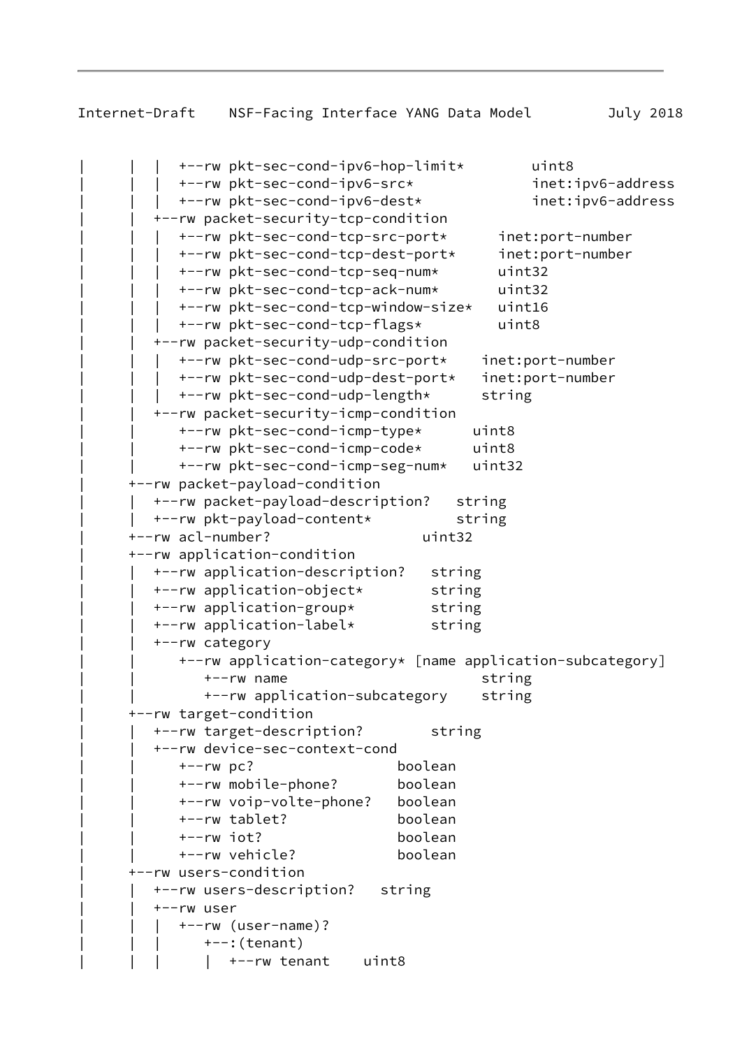```
|      |  |  +--rw pkt-sec-cond-ipv6-hop-limit*        uint8
|      |  |  +--rw pkt-sec-cond-ipv6-src*             inet:ipv6-address
|      |  |  +--rw pkt-sec-cond-ipv6-dest*            inet:ipv6-address
|      |  +--rw packet-security-tcp-condition
|      |  |  +--rw pkt-sec-cond-tcp-src-port*      inet:port-number
|      |  |  +--rw pkt-sec-cond-tcp-dest-port*     inet:port-number
|      |  |  +--rw pkt-sec-cond-tcp-seq-num*       uint32
|      |  |  +--rw pkt-sec-cond-tcp-ack-num*       uint32
|      |  |  +--rw pkt-sec-cond-tcp-window-size*   uint16
|      |  |  +--rw pkt-sec-cond-tcp-flags*         uint8
|      |  +--rw packet-security-udp-condition
|      |  |  +--rw pkt-sec-cond-udp-src-port*    inet:port-number
|      |  |  +--rw pkt-sec-cond-udp-dest-port*   inet:port-number
|      |  |  +--rw pkt-sec-cond-udp-length*      string
|      |  +--rw packet-security-icmp-condition
|      |     +--rw pkt-sec-cond-icmp-type*      uint8
|      |     +--rw pkt-sec-cond-icmp-code*      uint8
|      |     +--rw pkt-sec-cond-icmp-seg-num*   uint32
|      +--rw packet-payload-condition
|      |  +--rw packet-payload-description?   string
|      |  +--rw pkt-payload-content*          string
|      +--rw acl-number?                   uint32
|      +--rw application-condition
|      |  +--rw application-description?   string
|      |  +--rw application-object*        string
|      |  +--rw application-group*         string
|      |  +--rw application-label*         string
|      |  +--rw category
|      |     +--rw application-category* [name application-subcategory]
|      |        +--rw name                        string
|      |        +--rw application-subcategory    string
|      +--rw target-condition
|      |  +--rw target-description?        string
|      |  +--rw device-sec-context-cond
|      |     +--rw pc?                 boolean
|      |     +--rw mobile-phone?       boolean
|      |     +--rw voip-volte-phone?   boolean
|      |     +--rw tablet?             boolean
|      |     +--rw iot?                boolean
|      |     +--rw vehicle?            boolean
|      +--rw users-condition
|      |  +--rw users-description?   string
|      |  +--rw user
|      |  |  +--rw (user-name)?
|      |  |     +--:(tenant)
|      |  |     |  +--rw tenant    uint8
```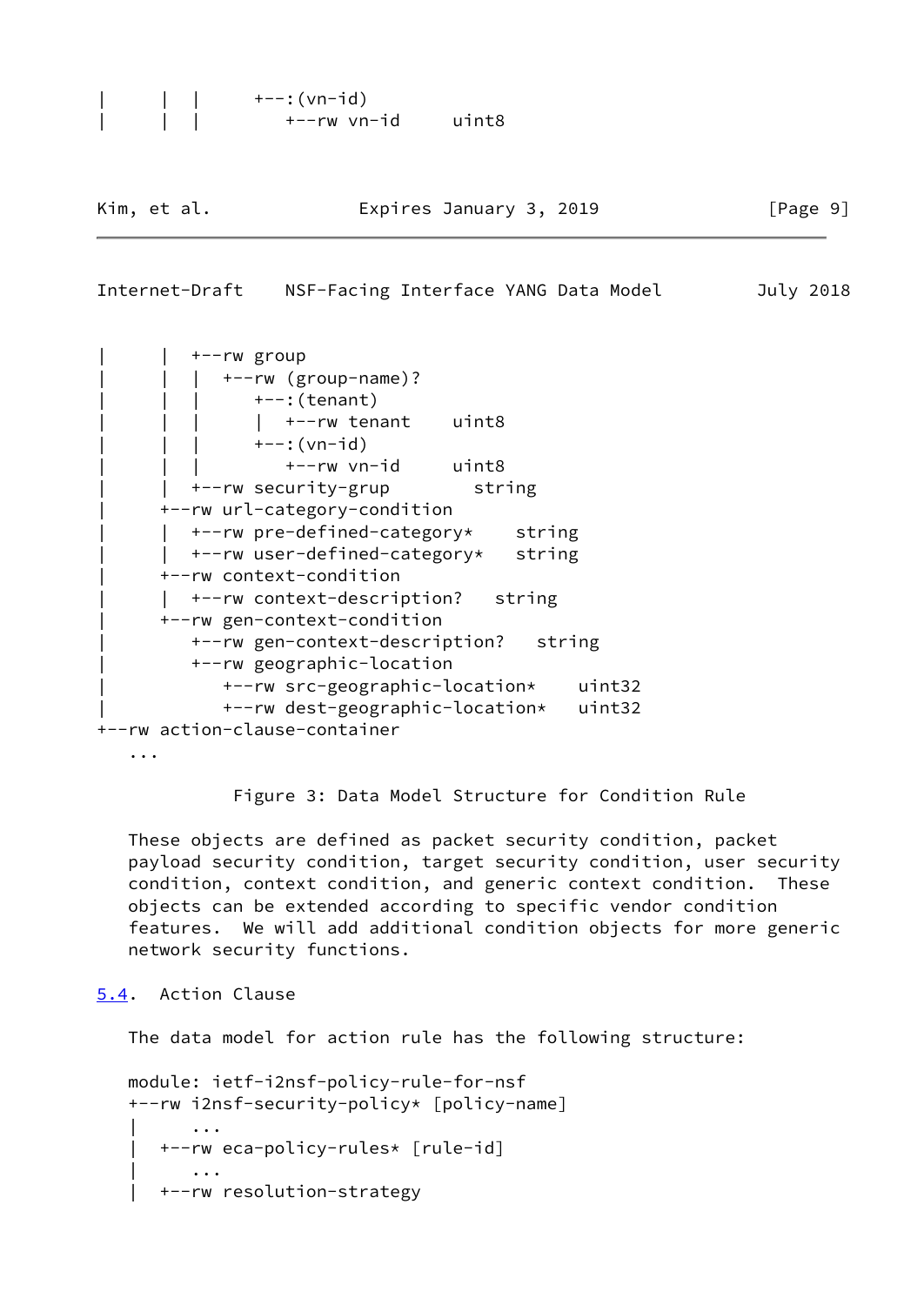```
|     |  |     +--:(vn-id)
|     |  |        +--rw vn-id     uint8
```

```
|     |  +--rw group
|     |  |  +--rw (group-name)?
|     |  |     +--:(tenant)
|     |  |     |  +--rw tenant    uint8
|     |  |     +--:(vn-id)
|     |  |        +--rw vn-id     uint8
|     |  +--rw security-grup        string
|     +--rw url-category-condition
|     |  +--rw pre-defined-category*    string
|     |  +--rw user-defined-category*   string
|     +--rw context-condition
|     |  +--rw context-description?   string
|     +--rw gen-context-condition
|        +--rw gen-context-description?   string
|        +--rw geographic-location
|           +--rw src-geographic-location*    uint32
|           +--rw dest-geographic-location*   uint32
+--rw action-clause-container
   ...
```

Figure 3: Data Model Structure for Condition Rule

These objects are defined as packet security condition, packet payload security condition, target security condition, user security condition, context condition, and generic context condition. These objects can be extended according to specific vendor condition features. We will add additional condition objects for more generic network security functions.

## 5.4. Action Clause

The data model for action rule has the following structure:

```
module: ietf-i2nsf-policy-rule-for-nsf
+--rw i2nsf-security-policy* [policy-name]
|     ...
|  +--rw eca-policy-rules* [rule-id]
|     ...
|  +--rw resolution-strategy
```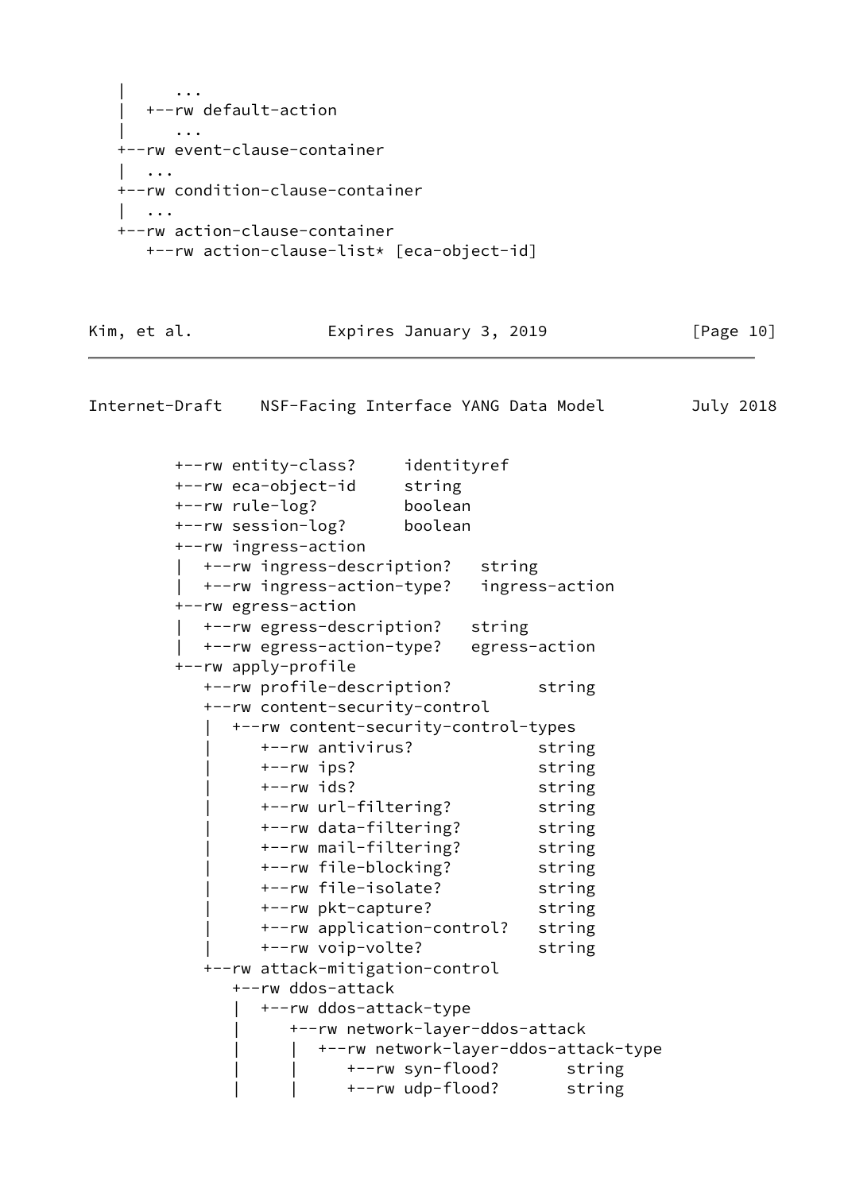```
   |       ...
   |  +--rw default-action
   |       ...
   +--rw event-clause-container
   |  ...
   +--rw condition-clause-container
   |  ...
   +--rw action-clause-container
      +--rw action-clause-list* [eca-object-id]
```

```
         +--rw entity-class?     identityref
         +--rw eca-object-id     string
         +--rw rule-log?         boolean
         +--rw session-log?      boolean
         +--rw ingress-action
         |  +--rw ingress-description?   string
         |  +--rw ingress-action-type?   ingress-action
         +--rw egress-action
         |  +--rw egress-description?   string
         |  +--rw egress-action-type?   egress-action
         +--rw apply-profile
            +--rw profile-description?         string
            +--rw content-security-control
            |  +--rw content-security-control-types
            |     +--rw antivirus?             string
            |     +--rw ips?                   string
            |     +--rw ids?                   string
            |     +--rw url-filtering?         string
            |     +--rw data-filtering?        string
            |     +--rw mail-filtering?        string
            |     +--rw file-blocking?         string
            |     +--rw file-isolate?          string
            |     +--rw pkt-capture?           string
            |     +--rw application-control?   string
            |     +--rw voip-volte?            string
            +--rw attack-mitigation-control
               +--rw ddos-attack
               |  +--rw ddos-attack-type
               |     +--rw network-layer-ddos-attack
               |     |  +--rw network-layer-ddos-attack-type
               |     |     +--rw syn-flood?       string
               |     |     +--rw udp-flood?       string
```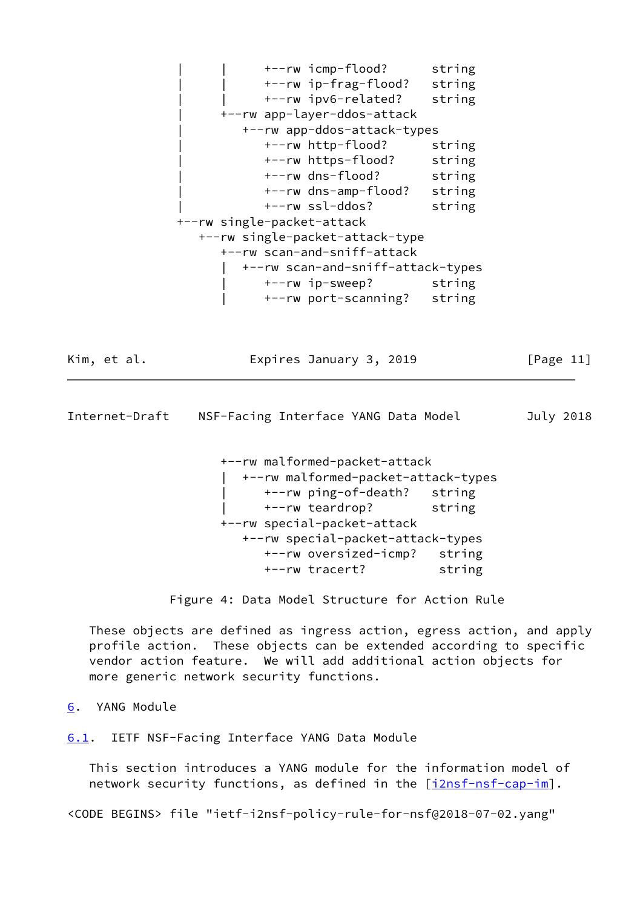```
         |      |      +--rw icmp-flood?      string
         |      |      +--rw ip-frag-flood?   string
         |      |      +--rw ipv6-related?    string
         |      +--rw app-layer-ddos-attack
         |         +--rw app-ddos-attack-types
         |            +--rw http-flood?      string
         |            +--rw https-flood?     string
         |            +--rw dns-flood?       string
         |            +--rw dns-amp-flood?   string
         |            +--rw ssl-ddos?        string
         +--rw single-packet-attack
            +--rw single-packet-attack-type
               +--rw scan-and-sniff-attack
               |  +--rw scan-and-sniff-attack-types
               |     +--rw ip-sweep?        string
               |     +--rw port-scanning?   string
```

```
               +--rw malformed-packet-attack
               |  +--rw malformed-packet-attack-types
               |     +--rw ping-of-death?   string
               |     +--rw teardrop?        string
               +--rw special-packet-attack
                  +--rw special-packet-attack-types
                     +--rw oversized-icmp?   string
                     +--rw tracert?          string
```

Figure 4: Data Model Structure for Action Rule

These objects are defined as ingress action, egress action, and apply profile action. These objects can be extended according to specific vendor action feature. We will add additional action objects for more generic network security functions.

## 6. YANG Module

### 6.1. IETF NSF-Facing Interface YANG Data Module

This section introduces a YANG module for the information model of network security functions, as defined in the [i2nsf-nsf-cap-im].

<CODE BEGINS> file "ietf-i2nsf-policy-rule-for-nsf@2018-07-02.yang"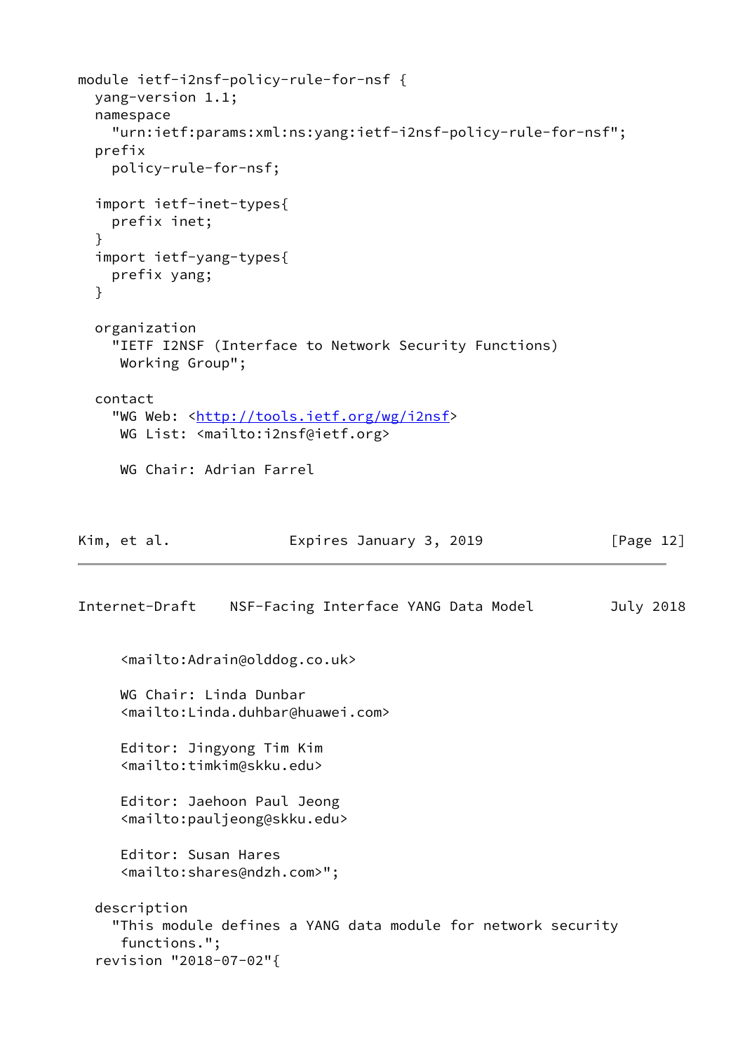```
module ietf-i2nsf-policy-rule-for-nsf {
  yang-version 1.1;
  namespace
    "urn:ietf:params:xml:ns:yang:ietf-i2nsf-policy-rule-for-nsf";
  prefix
    policy-rule-for-nsf;

  import ietf-inet-types{
    prefix inet;
  }
  import ietf-yang-types{
    prefix yang;
  }

  organization
    "IETF I2NSF (Interface to Network Security Functions)
     Working Group";

  contact
    "WG Web: <http://tools.ietf.org/wg/i2nsf>
     WG List: <mailto:i2nsf@ietf.org>

     WG Chair: Adrian Farrel
     <mailto:Adrain@olddog.co.uk>

     WG Chair: Linda Dunbar
     <mailto:Linda.duhbar@huawei.com>

     Editor: Jingyong Tim Kim
     <mailto:timkim@skku.edu>

     Editor: Jaehoon Paul Jeong
     <mailto:pauljeong@skku.edu>

     Editor: Susan Hares
     <mailto:shares@ndzh.com>";

  description
    "This module defines a YANG data module for network security
     functions.";
  revision "2018-07-02"{
```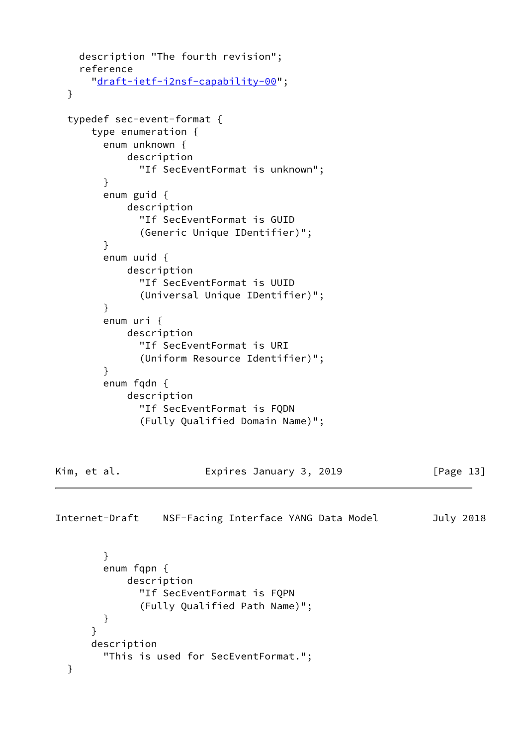```
    description "The fourth revision";
    reference
      "draft-ietf-i2nsf-capability-00";
  }

  typedef sec-event-format {
      type enumeration {
        enum unknown {
            description
              "If SecEventFormat is unknown";
        }
        enum guid {
            description
              "If SecEventFormat is GUID
              (Generic Unique IDentifier)";
        }
        enum uuid {
            description
              "If SecEventFormat is UUID
              (Universal Unique IDentifier)";
        }
        enum uri {
            description
              "If SecEventFormat is URI
              (Uniform Resource Identifier)";
        }
        enum fqdn {
            description
              "If SecEventFormat is FQDN
              (Fully Qualified Domain Name)";
        }
        enum fqpn {
            description
              "If SecEventFormat is FQPN
              (Fully Qualified Path Name)";
        }
      }
      description
        "This is used for SecEventFormat.";
  }
```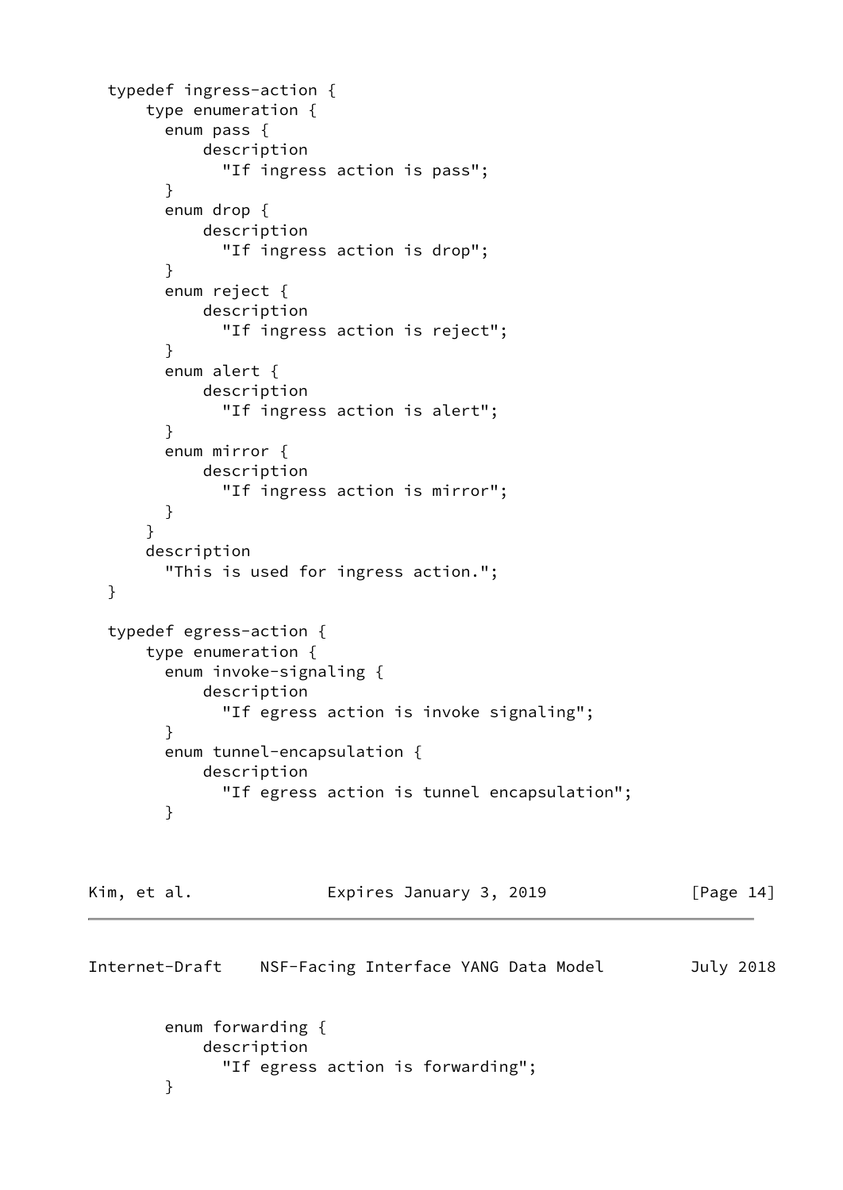```
  typedef ingress-action {
      type enumeration {
        enum pass {
            description
              "If ingress action is pass";
        }
        enum drop {
            description
              "If ingress action is drop";
        }
        enum reject {
            description
              "If ingress action is reject";
        }
        enum alert {
            description
              "If ingress action is alert";
        }
        enum mirror {
            description
              "If ingress action is mirror";
        }
      }
      description
        "This is used for ingress action.";
  }

  typedef egress-action {
      type enumeration {
        enum invoke-signaling {
            description
              "If egress action is invoke signaling";
        }
        enum tunnel-encapsulation {
            description
              "If egress action is tunnel encapsulation";
        }
        enum forwarding {
            description
              "If egress action is forwarding";
        }
```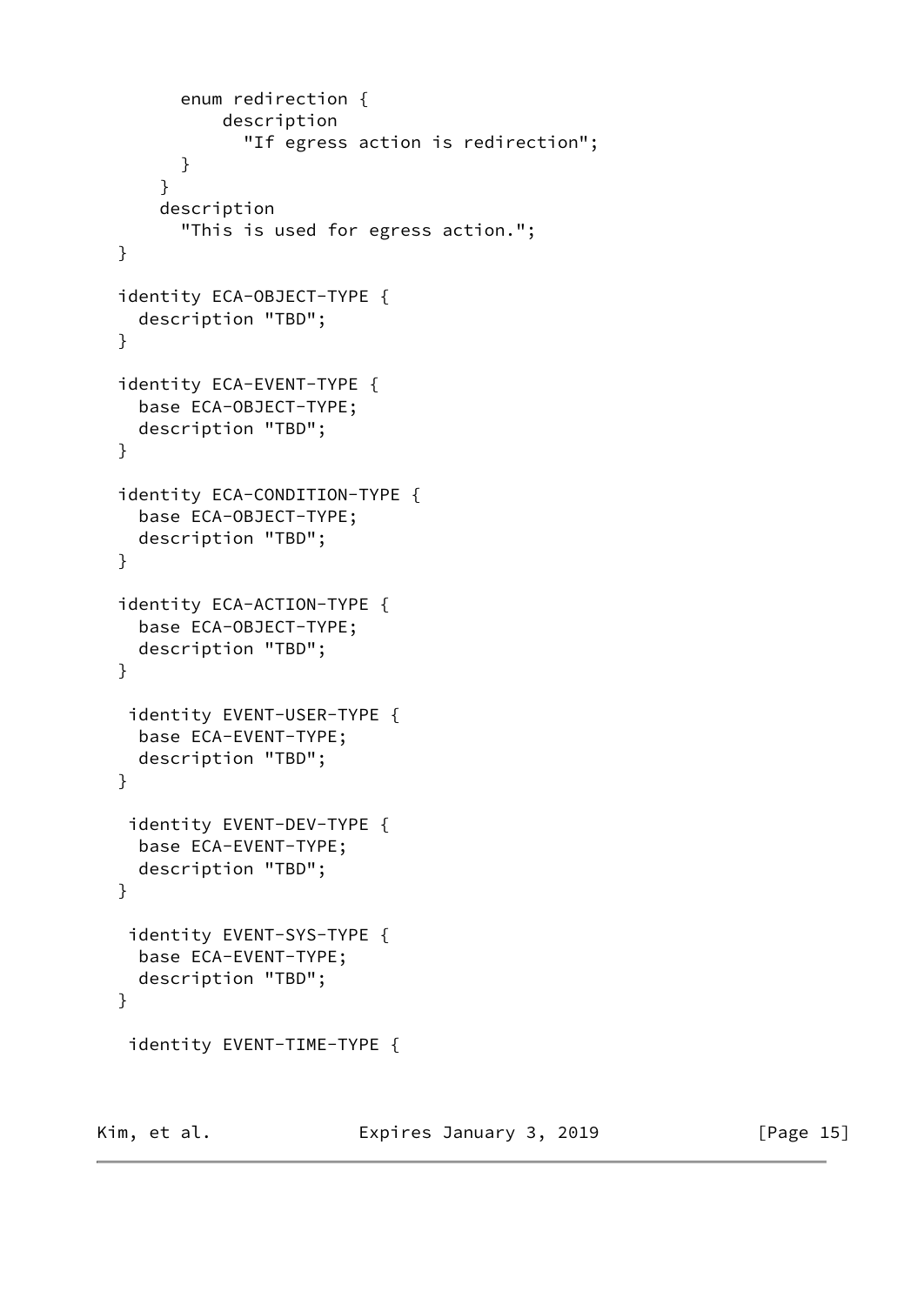```
        enum redirection {
            description
              "If egress action is redirection";
        }
      }
      description
        "This is used for egress action.";
  }

  identity ECA-OBJECT-TYPE {
    description "TBD";
  }

  identity ECA-EVENT-TYPE {
    base ECA-OBJECT-TYPE;
    description "TBD";
  }

  identity ECA-CONDITION-TYPE {
    base ECA-OBJECT-TYPE;
    description "TBD";
  }

  identity ECA-ACTION-TYPE {
    base ECA-OBJECT-TYPE;
    description "TBD";
  }

   identity EVENT-USER-TYPE {
    base ECA-EVENT-TYPE;
    description "TBD";
  }

   identity EVENT-DEV-TYPE {
    base ECA-EVENT-TYPE;
    description "TBD";
  }

   identity EVENT-SYS-TYPE {
    base ECA-EVENT-TYPE;
    description "TBD";
  }

   identity EVENT-TIME-TYPE {
```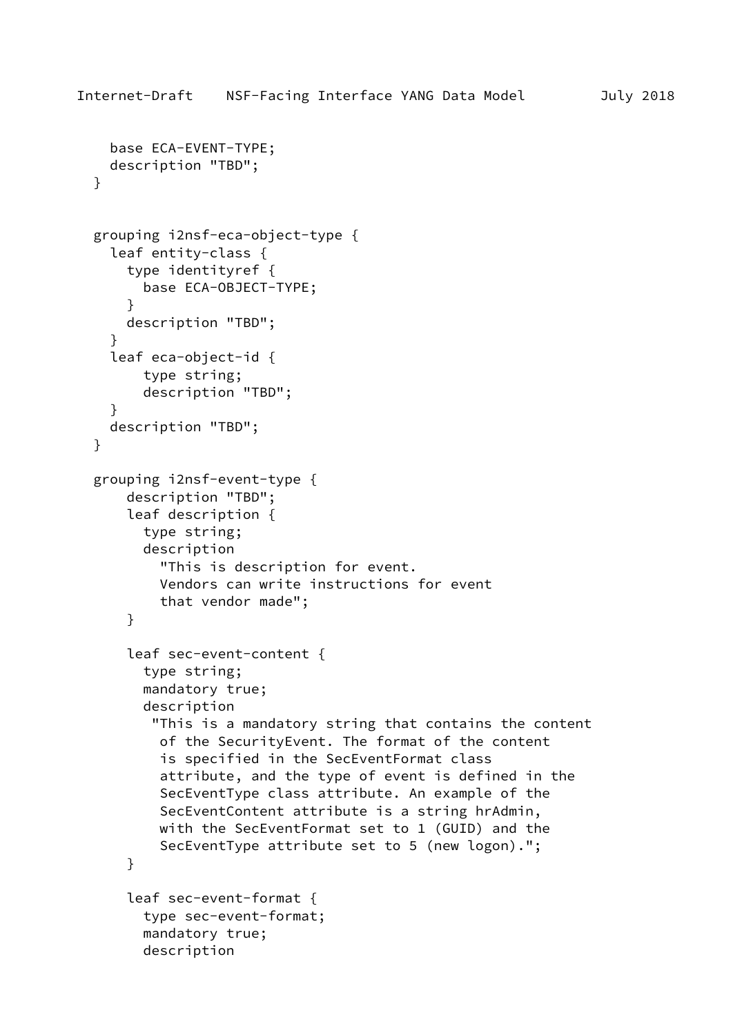```
    base ECA-EVENT-TYPE;
    description "TBD";
  }


  grouping i2nsf-eca-object-type {
    leaf entity-class {
      type identityref {
        base ECA-OBJECT-TYPE;
      }
      description "TBD";
    }
    leaf eca-object-id {
        type string;
        description "TBD";
    }
    description "TBD";
  }

  grouping i2nsf-event-type {
      description "TBD";
      leaf description {
        type string;
        description
          "This is description for event.
          Vendors can write instructions for event
          that vendor made";
      }

      leaf sec-event-content {
        type string;
        mandatory true;
        description
         "This is a mandatory string that contains the content
          of the SecurityEvent. The format of the content
          is specified in the SecEventFormat class
          attribute, and the type of event is defined in the
          SecEventType class attribute. An example of the
          SecEventContent attribute is a string hrAdmin,
          with the SecEventFormat set to 1 (GUID) and the
          SecEventType attribute set to 5 (new logon).";
      }

      leaf sec-event-format {
        type sec-event-format;
        mandatory true;
        description
```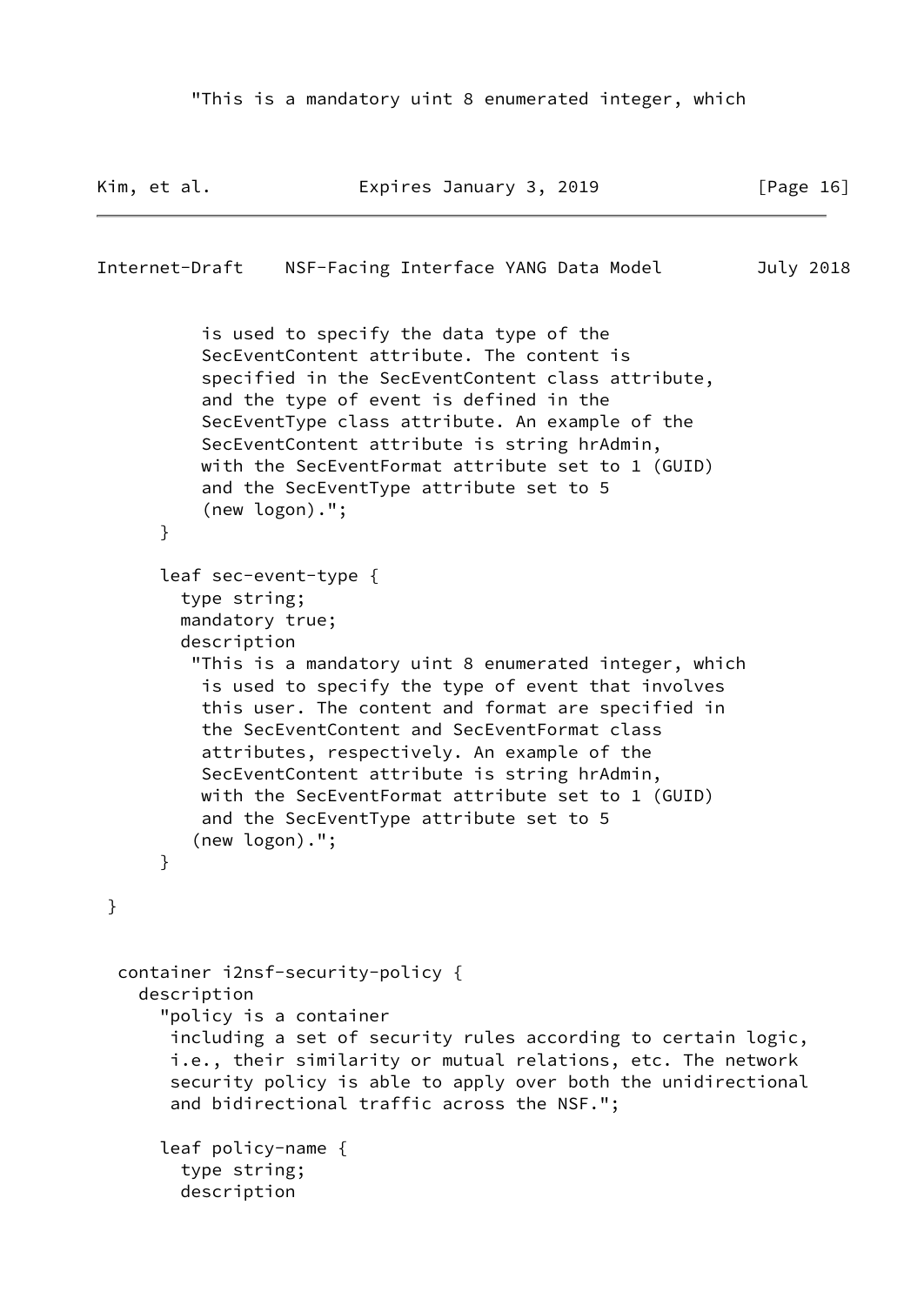```
          "This is a mandatory uint 8 enumerated integer, which
```

```
           is used to specify the data type of the
           SecEventContent attribute. The content is
           specified in the SecEventContent class attribute,
           and the type of event is defined in the
           SecEventType class attribute. An example of the
           SecEventContent attribute is string hrAdmin,
           with the SecEventFormat attribute set to 1 (GUID)
           and the SecEventType attribute set to 5
           (new logon).";
      }

      leaf sec-event-type {
        type string;
        mandatory true;
        description
         "This is a mandatory uint 8 enumerated integer, which
          is used to specify the type of event that involves
          this user. The content and format are specified in
          the SecEventContent and SecEventFormat class
          attributes, respectively. An example of the
          SecEventContent attribute is string hrAdmin,
          with the SecEventFormat attribute set to 1 (GUID)
          and the SecEventType attribute set to 5
         (new logon).";
      }

 }


  container i2nsf-security-policy {
    description
      "policy is a container
       including a set of security rules according to certain logic,
       i.e., their similarity or mutual relations, etc. The network
       security policy is able to apply over both the unidirectional
       and bidirectional traffic across the NSF.";

      leaf policy-name {
        type string;
        description
```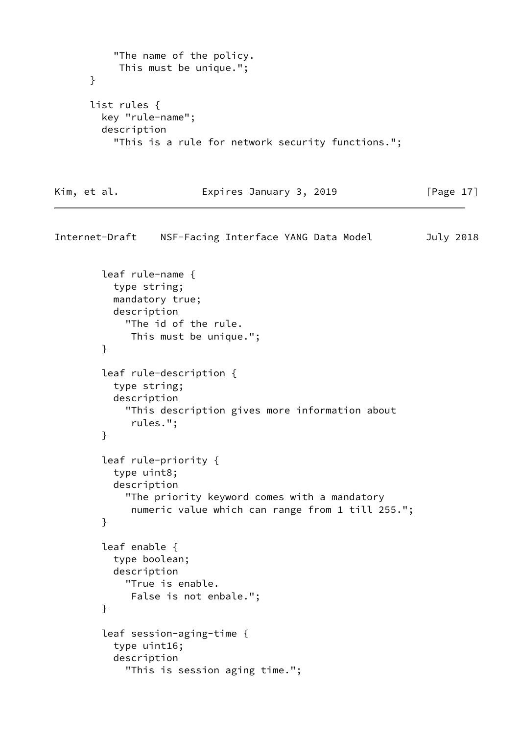```
          "The name of the policy.
           This must be unique.";
      }

      list rules {
        key "rule-name";
        description
          "This is a rule for network security functions.";

        leaf rule-name {
          type string;
          mandatory true;
          description
            "The id of the rule.
             This must be unique.";
        }

        leaf rule-description {
          type string;
          description
            "This description gives more information about
             rules.";
        }

        leaf rule-priority {
          type uint8;
          description
            "The priority keyword comes with a mandatory
             numeric value which can range from 1 till 255.";
        }

        leaf enable {
          type boolean;
          description
            "True is enable.
             False is not enbale.";
        }

        leaf session-aging-time {
          type uint16;
          description
            "This is session aging time.";
```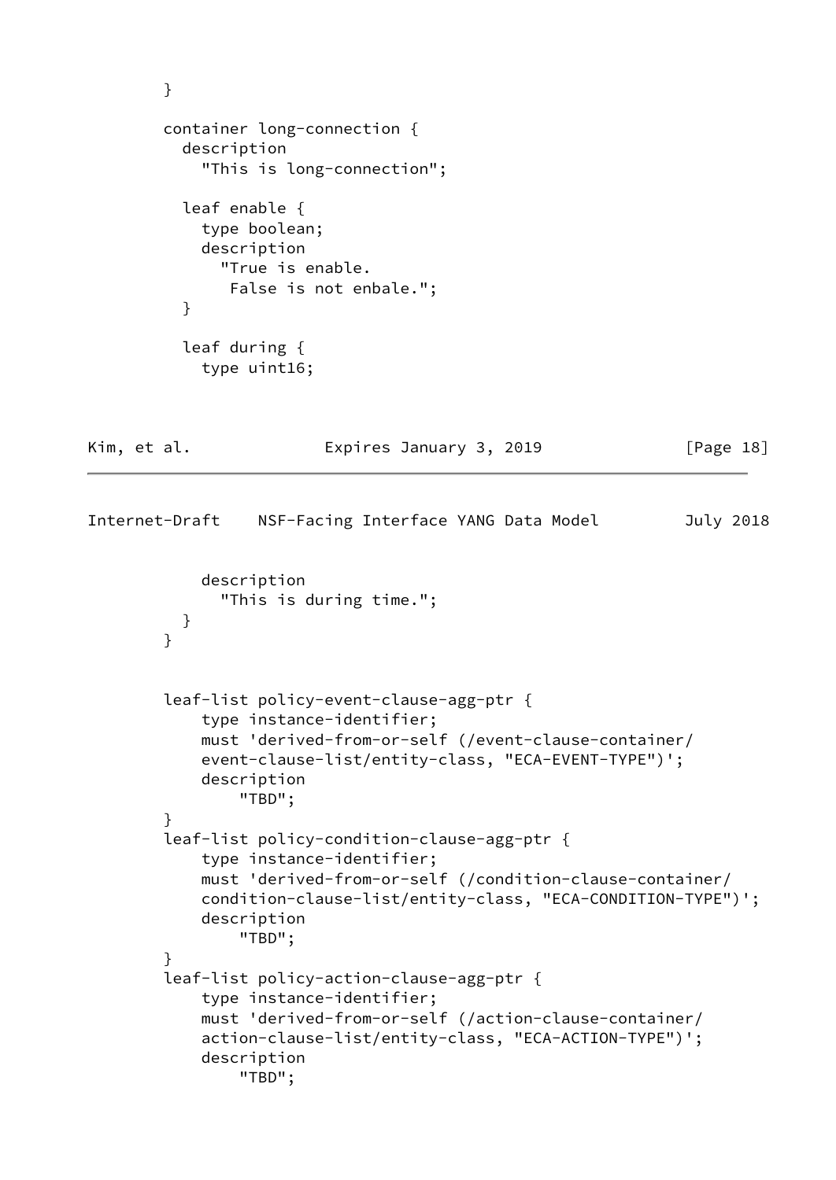```
        }

        container long-connection {
          description
            "This is long-connection";

          leaf enable {
            type boolean;
            description
              "True is enable.
               False is not enbale.";
          }

          leaf during {
            type uint16;
            description
              "This is during time.";
          }
        }


        leaf-list policy-event-clause-agg-ptr {
            type instance-identifier;
            must 'derived-from-or-self (/event-clause-container/
            event-clause-list/entity-class, "ECA-EVENT-TYPE")';
            description
                "TBD";
        }
        leaf-list policy-condition-clause-agg-ptr {
            type instance-identifier;
            must 'derived-from-or-self (/condition-clause-container/
            condition-clause-list/entity-class, "ECA-CONDITION-TYPE")';
            description
                "TBD";
        }
        leaf-list policy-action-clause-agg-ptr {
            type instance-identifier;
            must 'derived-from-or-self (/action-clause-container/
            action-clause-list/entity-class, "ECA-ACTION-TYPE")';
            description
                "TBD";
```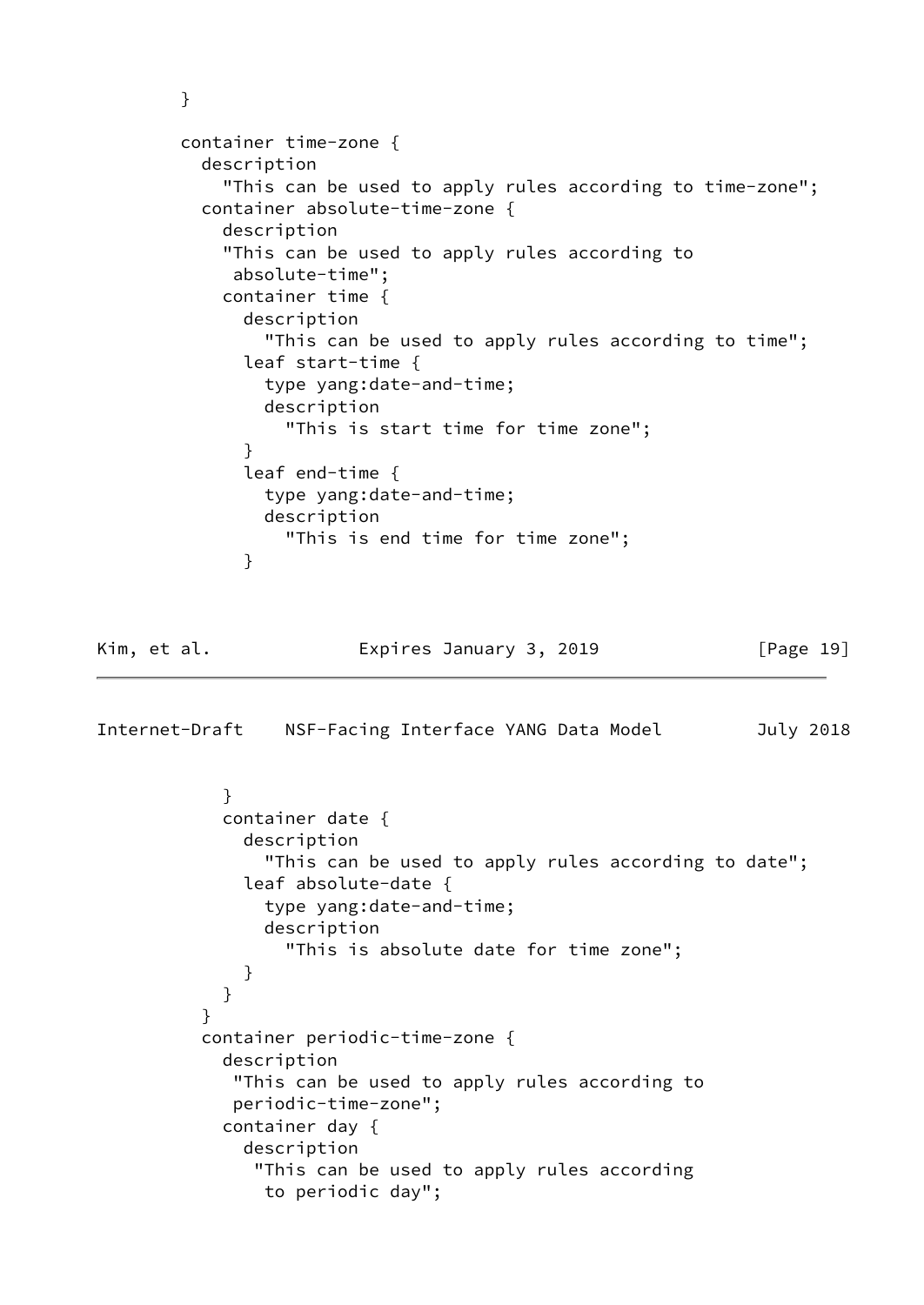```
        }

        container time-zone {
          description
            "This can be used to apply rules according to time-zone";
          container absolute-time-zone {
            description
            "This can be used to apply rules according to
             absolute-time";
            container time {
              description
                "This can be used to apply rules according to time";
              leaf start-time {
                type yang:date-and-time;
                description
                  "This is start time for time zone";
              }
              leaf end-time {
                type yang:date-and-time;
                description
                  "This is end time for time zone";
              }
```

```
            }
            container date {
              description
                "This can be used to apply rules according to date";
              leaf absolute-date {
                type yang:date-and-time;
                description
                  "This is absolute date for time zone";
              }
            }
          }
          container periodic-time-zone {
            description
             "This can be used to apply rules according to
             periodic-time-zone";
            container day {
              description
               "This can be used to apply rules according
                to periodic day";
```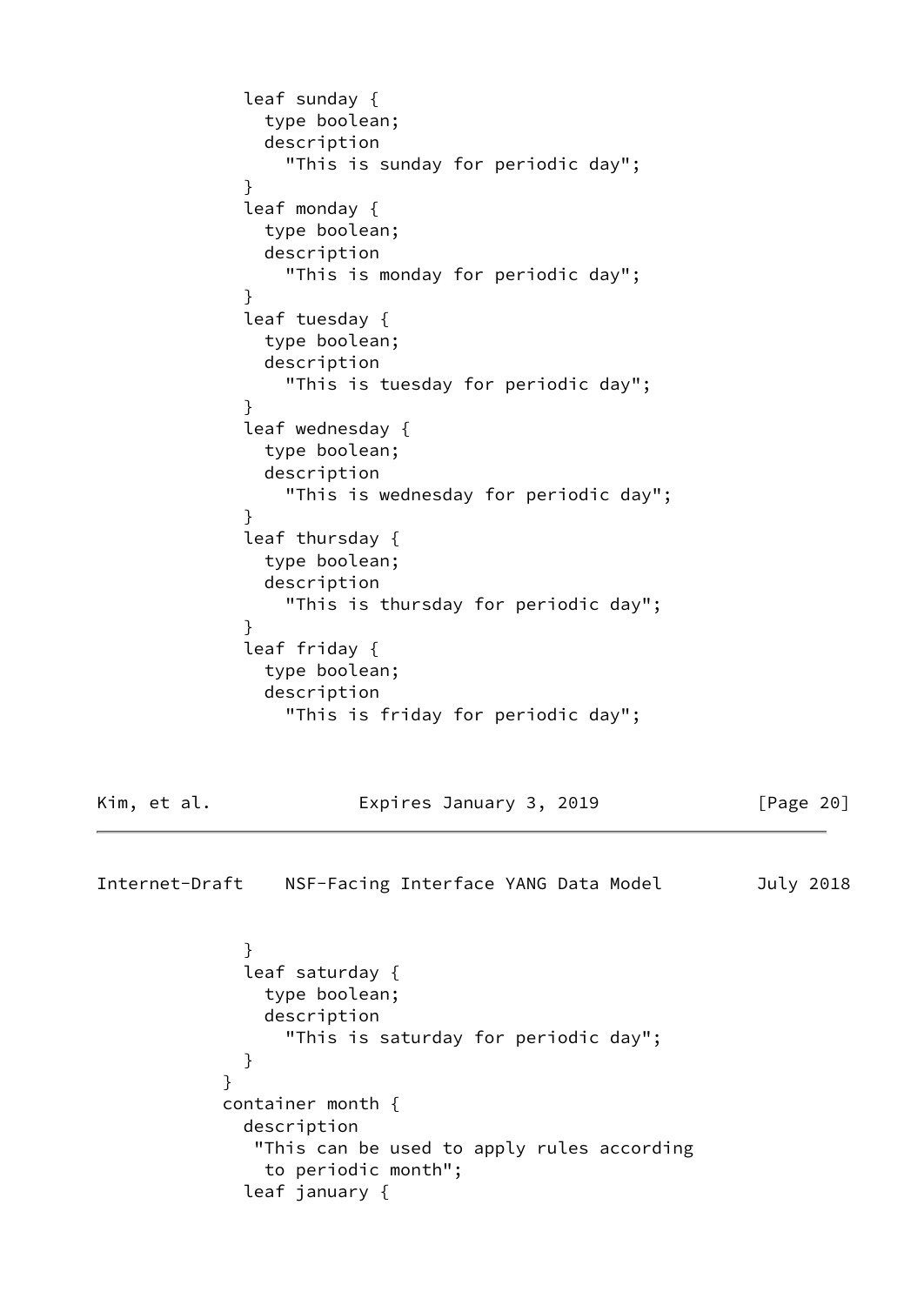```
             leaf sunday {
               type boolean;
               description
                 "This is sunday for periodic day";
             }
             leaf monday {
               type boolean;
               description
                 "This is monday for periodic day";
             }
             leaf tuesday {
               type boolean;
               description
                 "This is tuesday for periodic day";
             }
             leaf wednesday {
               type boolean;
               description
                 "This is wednesday for periodic day";
             }
             leaf thursday {
               type boolean;
               description
                 "This is thursday for periodic day";
             }
             leaf friday {
               type boolean;
               description
                 "This is friday for periodic day";
             }
             leaf saturday {
               type boolean;
               description
                 "This is saturday for periodic day";
             }
           }
           container month {
             description
              "This can be used to apply rules according
               to periodic month";
             leaf january {
```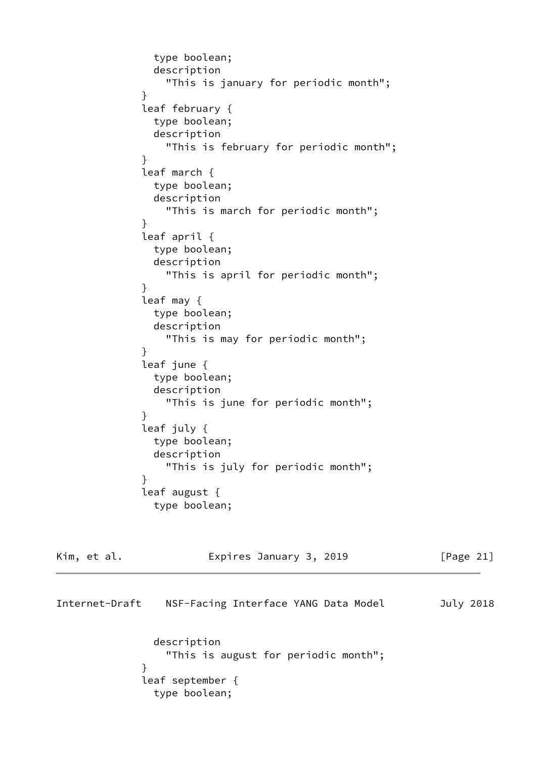```
              type boolean;
              description
                "This is january for periodic month";
            }
            leaf february {
              type boolean;
              description
                "This is february for periodic month";
            }
            leaf march {
              type boolean;
              description
                "This is march for periodic month";
            }
            leaf april {
              type boolean;
              description
                "This is april for periodic month";
            }
            leaf may {
              type boolean;
              description
                "This is may for periodic month";
            }
            leaf june {
              type boolean;
              description
                "This is june for periodic month";
            }
            leaf july {
              type boolean;
              description
                "This is july for periodic month";
            }
            leaf august {
              type boolean;
              description
                "This is august for periodic month";
            }
            leaf september {
              type boolean;
```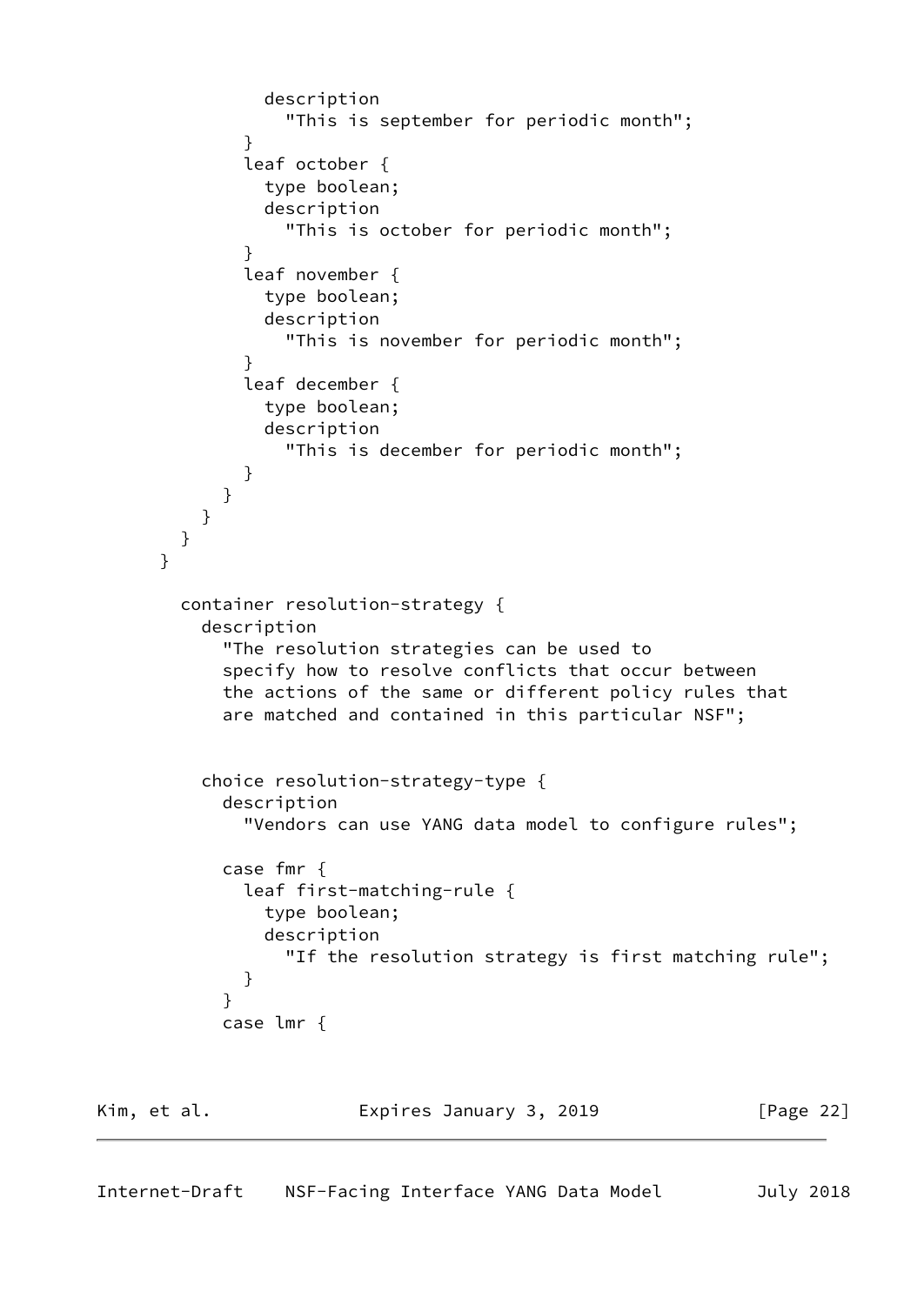```
              description
                "This is september for periodic month";
            }
            leaf october {
              type boolean;
              description
                "This is october for periodic month";
            }
            leaf november {
              type boolean;
              description
                "This is november for periodic month";
            }
            leaf december {
              type boolean;
              description
                "This is december for periodic month";
            }
          }
        }
      }
    }

      container resolution-strategy {
        description
          "The resolution strategies can be used to
          specify how to resolve conflicts that occur between
          the actions of the same or different policy rules that
          are matched and contained in this particular NSF";


        choice resolution-strategy-type {
          description
            "Vendors can use YANG data model to configure rules";

          case fmr {
            leaf first-matching-rule {
              type boolean;
              description
                "If the resolution strategy is first matching rule";
            }
          }
          case lmr {
```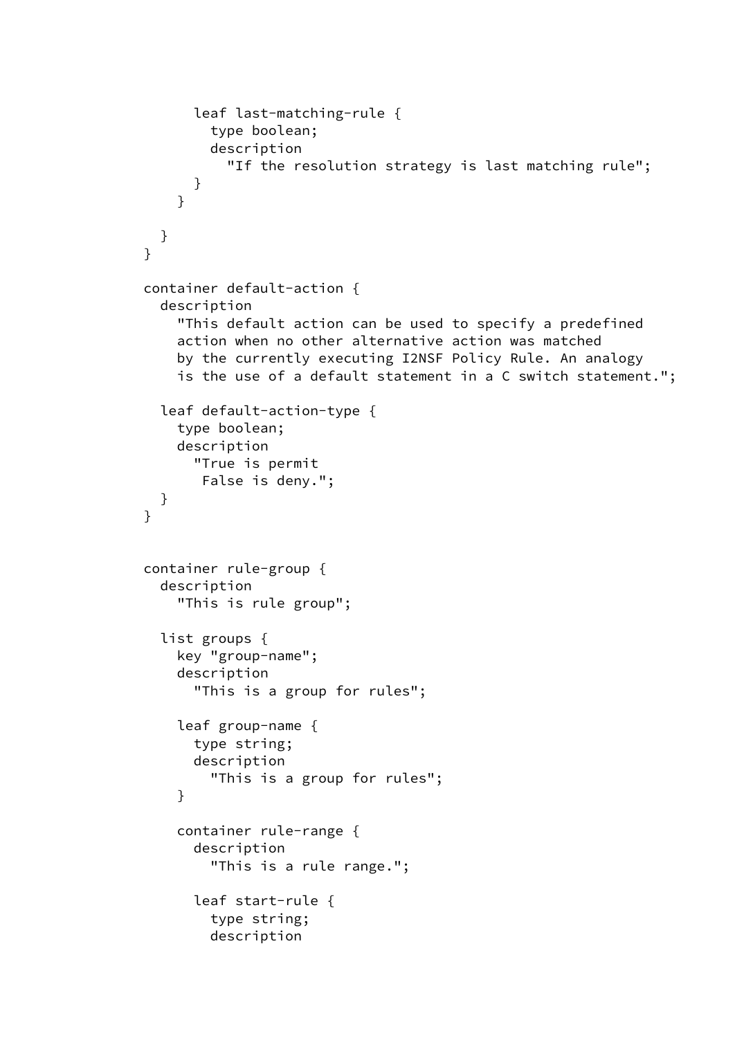```
      leaf last-matching-rule {
        type boolean;
        description
          "If the resolution strategy is last matching rule";
      }
    }

  }
}

container default-action {
  description
    "This default action can be used to specify a predefined
    action when no other alternative action was matched
    by the currently executing I2NSF Policy Rule. An analogy
    is the use of a default statement in a C switch statement.";

  leaf default-action-type {
    type boolean;
    description
      "True is permit
       False is deny.";
  }
}


container rule-group {
  description
    "This is rule group";

  list groups {
    key "group-name";
    description
      "This is a group for rules";

    leaf group-name {
      type string;
      description
        "This is a group for rules";
    }

    container rule-range {
      description
        "This is a rule range.";

      leaf start-rule {
        type string;
        description
```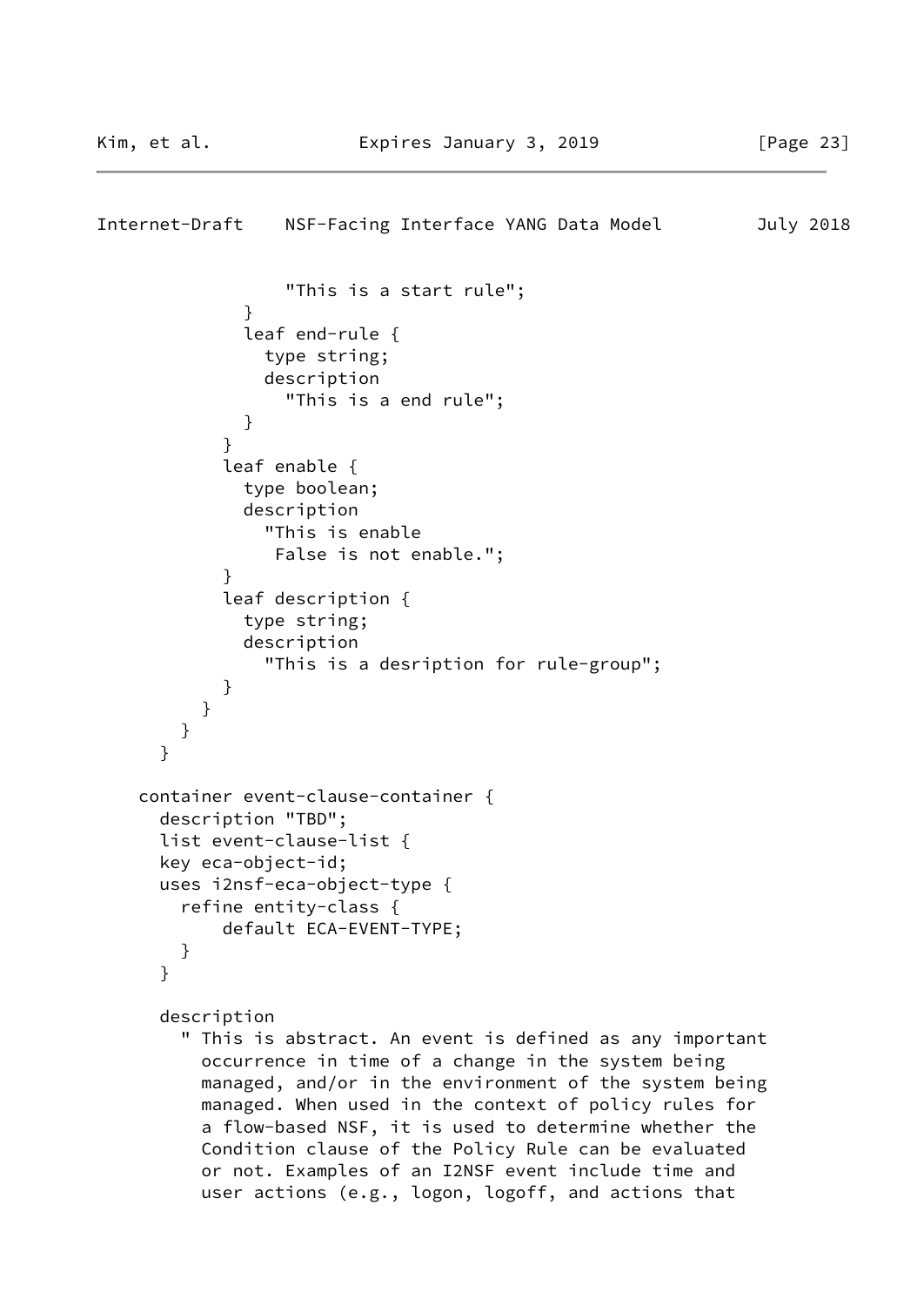```
                  "This is a start rule";
              }
              leaf end-rule {
                type string;
                description
                  "This is a end rule";
              }
            }
            leaf enable {
              type boolean;
              description
                "This is enable
                 False is not enable.";
            }
            leaf description {
              type string;
              description
                "This is a desription for rule-group";
            }
          }
        }
      }

    container event-clause-container {
      description "TBD";
      list event-clause-list {
      key eca-object-id;
      uses i2nsf-eca-object-type {
        refine entity-class {
            default ECA-EVENT-TYPE;
        }
      }

      description
        " This is abstract. An event is defined as any important
          occurrence in time of a change in the system being
          managed, and/or in the environment of the system being
          managed. When used in the context of policy rules for
          a flow-based NSF, it is used to determine whether the
          Condition clause of the Policy Rule can be evaluated
          or not. Examples of an I2NSF event include time and
          user actions (e.g., logon, logoff, and actions that
```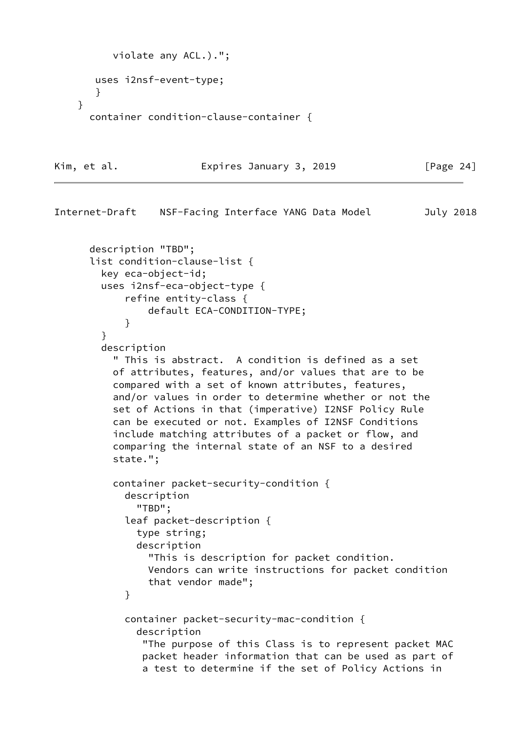```
          violate any ACL.).";

       uses i2nsf-event-type;
       }
    }
      container condition-clause-container {
```

```
      description "TBD";
      list condition-clause-list {
        key eca-object-id;
        uses i2nsf-eca-object-type {
            refine entity-class {
                default ECA-CONDITION-TYPE;
            }
        }
        description
          " This is abstract.  A condition is defined as a set
          of attributes, features, and/or values that are to be
          compared with a set of known attributes, features,
          and/or values in order to determine whether or not the
          set of Actions in that (imperative) I2NSF Policy Rule
          can be executed or not. Examples of I2NSF Conditions
          include matching attributes of a packet or flow, and
          comparing the internal state of an NSF to a desired
          state.";

          container packet-security-condition {
            description
              "TBD";
            leaf packet-description {
              type string;
              description
                "This is description for packet condition.
                Vendors can write instructions for packet condition
                that vendor made";
            }

            container packet-security-mac-condition {
              description
               "The purpose of this Class is to represent packet MAC
               packet header information that can be used as part of
               a test to determine if the set of Policy Actions in
```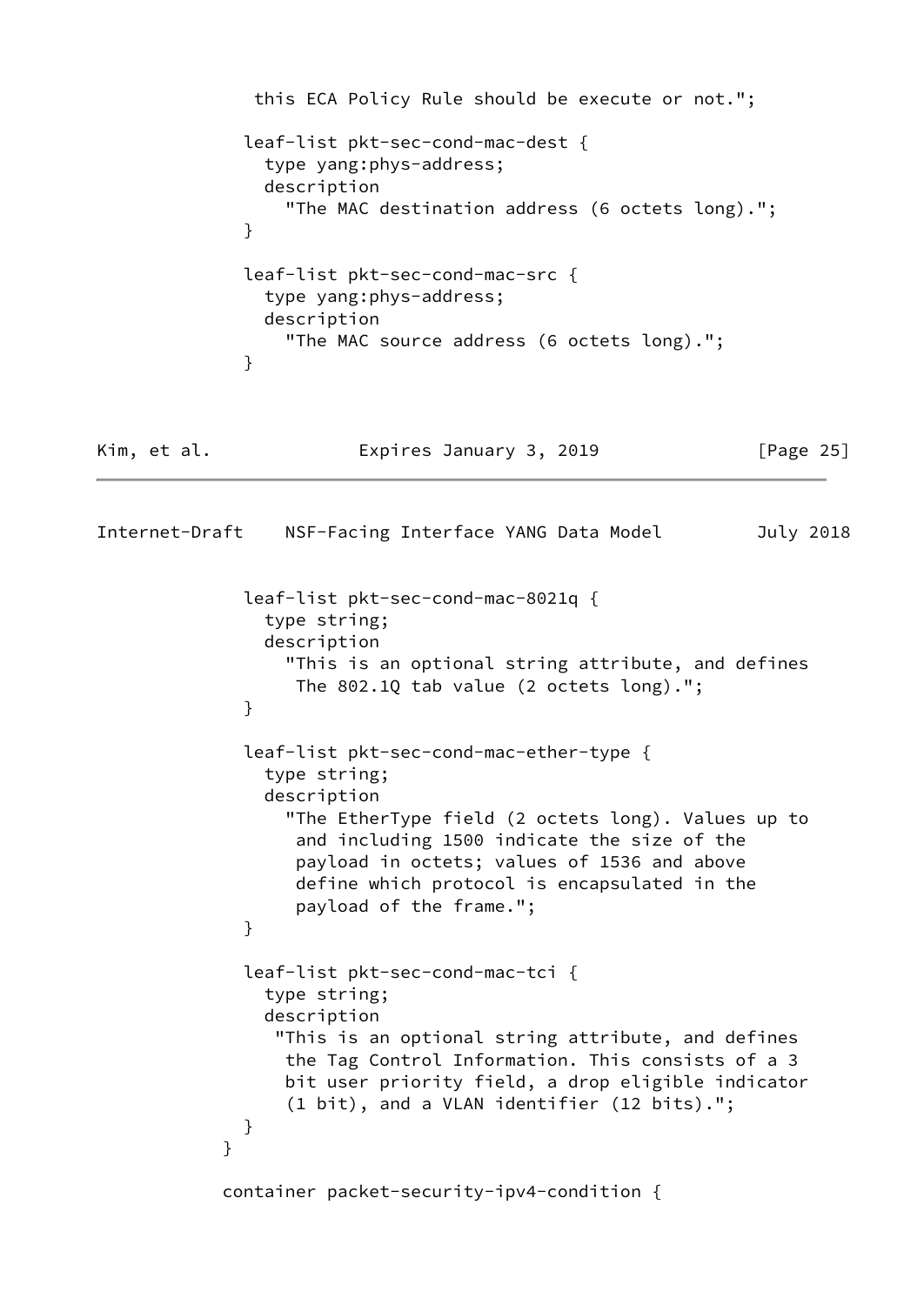```
             this ECA Policy Rule should be execute or not.";

            leaf-list pkt-sec-cond-mac-dest {
              type yang:phys-address;
              description
                "The MAC destination address (6 octets long).";
            }

            leaf-list pkt-sec-cond-mac-src {
              type yang:phys-address;
              description
                "The MAC source address (6 octets long).";
            }
```

```
            leaf-list pkt-sec-cond-mac-8021q {
              type string;
              description
                "This is an optional string attribute, and defines
                 The 802.1Q tab value (2 octets long).";
            }

            leaf-list pkt-sec-cond-mac-ether-type {
              type string;
              description
                "The EtherType field (2 octets long). Values up to
                 and including 1500 indicate the size of the
                 payload in octets; values of 1536 and above
                 define which protocol is encapsulated in the
                 payload of the frame.";
            }

            leaf-list pkt-sec-cond-mac-tci {
              type string;
              description
               "This is an optional string attribute, and defines
                the Tag Control Information. This consists of a 3
                bit user priority field, a drop eligible indicator
                (1 bit), and a VLAN identifier (12 bits).";
            }
          }

          container packet-security-ipv4-condition {
```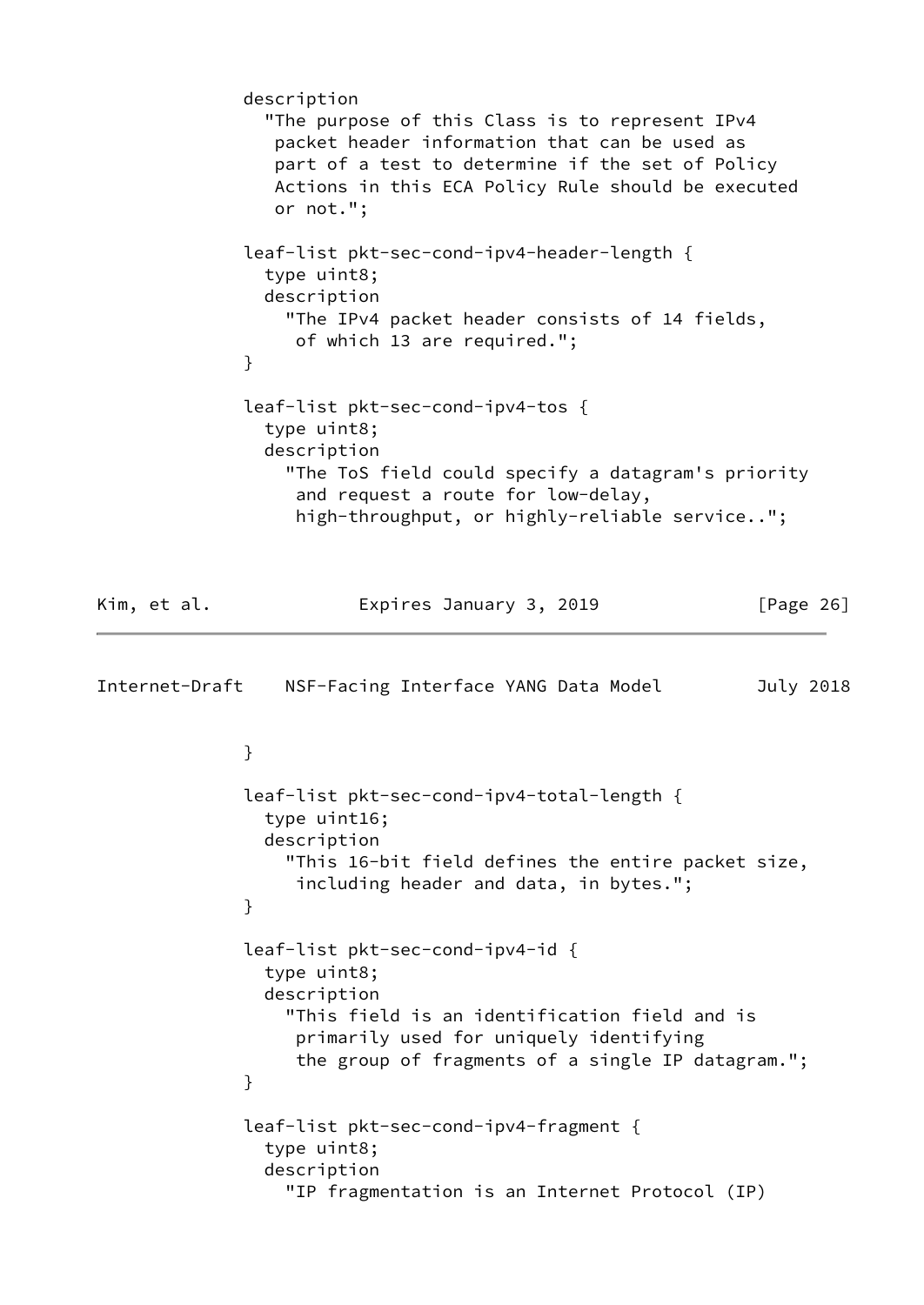```
             description
               "The purpose of this Class is to represent IPv4
                packet header information that can be used as
                part of a test to determine if the set of Policy
                Actions in this ECA Policy Rule should be executed
                or not.";

             leaf-list pkt-sec-cond-ipv4-header-length {
               type uint8;
               description
                 "The IPv4 packet header consists of 14 fields,
                  of which 13 are required.";
             }

             leaf-list pkt-sec-cond-ipv4-tos {
               type uint8;
               description
                 "The ToS field could specify a datagram's priority
                  and request a route for low-delay,
                  high-throughput, or highly-reliable service..";
             }

             leaf-list pkt-sec-cond-ipv4-total-length {
               type uint16;
               description
                 "This 16-bit field defines the entire packet size,
                  including header and data, in bytes.";
             }

             leaf-list pkt-sec-cond-ipv4-id {
               type uint8;
               description
                 "This field is an identification field and is
                  primarily used for uniquely identifying
                  the group of fragments of a single IP datagram.";
             }

             leaf-list pkt-sec-cond-ipv4-fragment {
               type uint8;
               description
                 "IP fragmentation is an Internet Protocol (IP)
```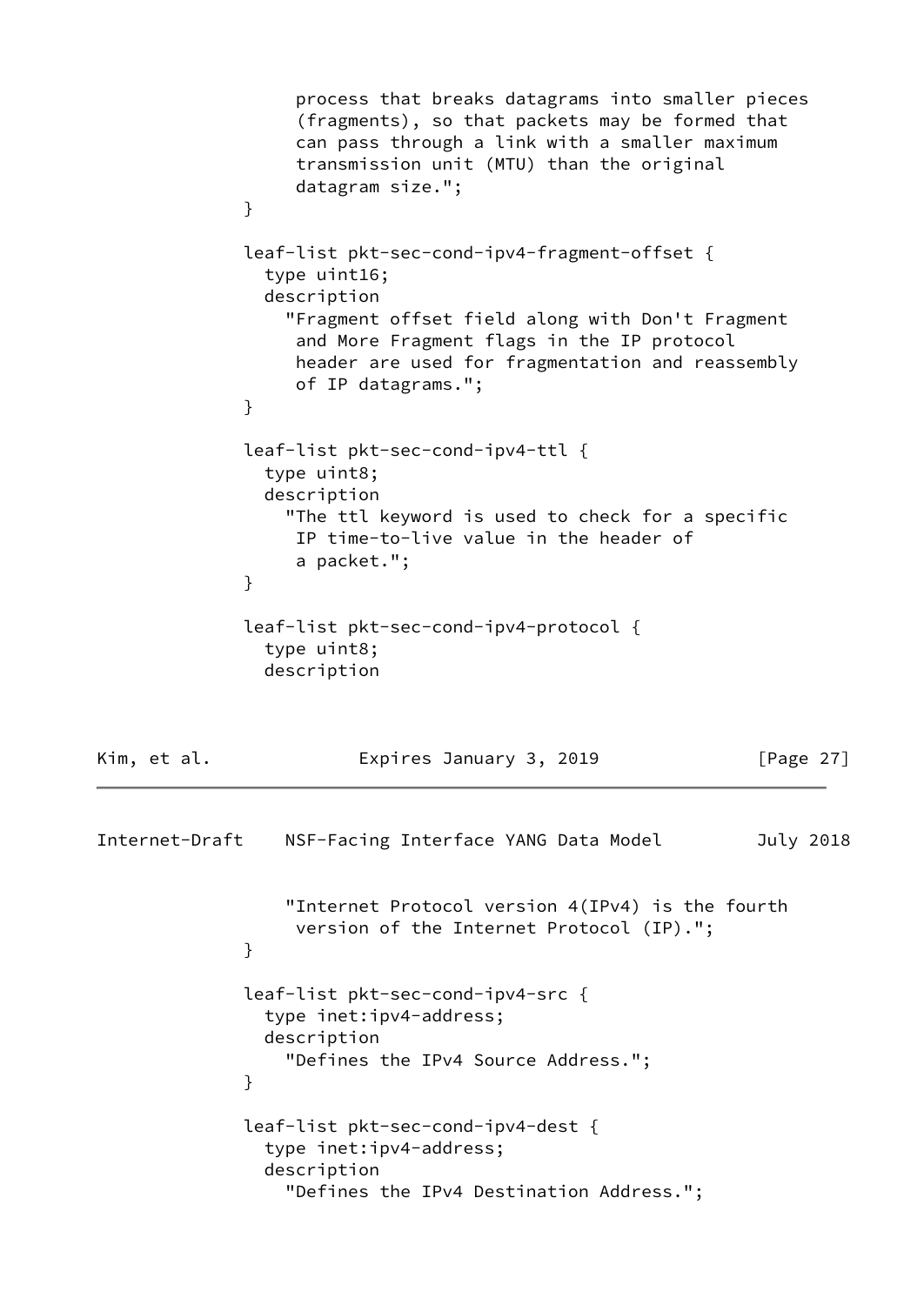```
                process that breaks datagrams into smaller pieces
                (fragments), so that packets may be formed that
                can pass through a link with a smaller maximum
                transmission unit (MTU) than the original
                datagram size.";
            }

            leaf-list pkt-sec-cond-ipv4-fragment-offset {
              type uint16;
              description
                "Fragment offset field along with Don't Fragment
                 and More Fragment flags in the IP protocol
                 header are used for fragmentation and reassembly
                 of IP datagrams.";
            }

            leaf-list pkt-sec-cond-ipv4-ttl {
              type uint8;
              description
                "The ttl keyword is used to check for a specific
                 IP time-to-live value in the header of
                 a packet.";
            }

            leaf-list pkt-sec-cond-ipv4-protocol {
              type uint8;
              description
                "Internet Protocol version 4(IPv4) is the fourth
                 version of the Internet Protocol (IP).";
            }

            leaf-list pkt-sec-cond-ipv4-src {
              type inet:ipv4-address;
              description
                "Defines the IPv4 Source Address.";
            }

            leaf-list pkt-sec-cond-ipv4-dest {
              type inet:ipv4-address;
              description
                "Defines the IPv4 Destination Address.";
```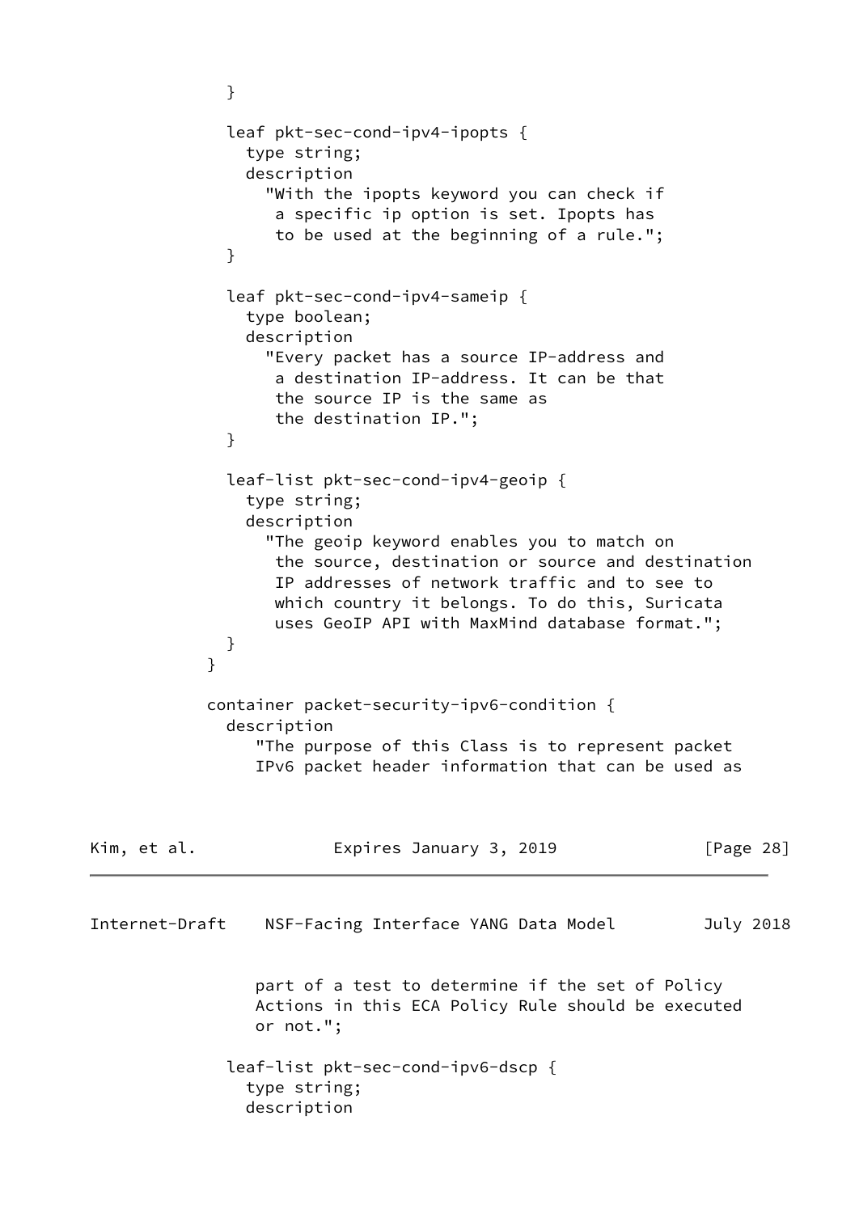```
             }

             leaf pkt-sec-cond-ipv4-ipopts {
               type string;
               description
                 "With the ipopts keyword you can check if
                  a specific ip option is set. Ipopts has
                  to be used at the beginning of a rule.";
             }

             leaf pkt-sec-cond-ipv4-sameip {
               type boolean;
               description
                 "Every packet has a source IP-address and
                  a destination IP-address. It can be that
                  the source IP is the same as
                  the destination IP.";
             }

             leaf-list pkt-sec-cond-ipv4-geoip {
               type string;
               description
                 "The geoip keyword enables you to match on
                  the source, destination or source and destination
                  IP addresses of network traffic and to see to
                  which country it belongs. To do this, Suricata
                  uses GeoIP API with MaxMind database format.";
             }
           }

           container packet-security-ipv6-condition {
             description
                "The purpose of this Class is to represent packet
                IPv6 packet header information that can be used as
                part of a test to determine if the set of Policy
                Actions in this ECA Policy Rule should be executed
                or not.";

             leaf-list pkt-sec-cond-ipv6-dscp {
               type string;
               description
```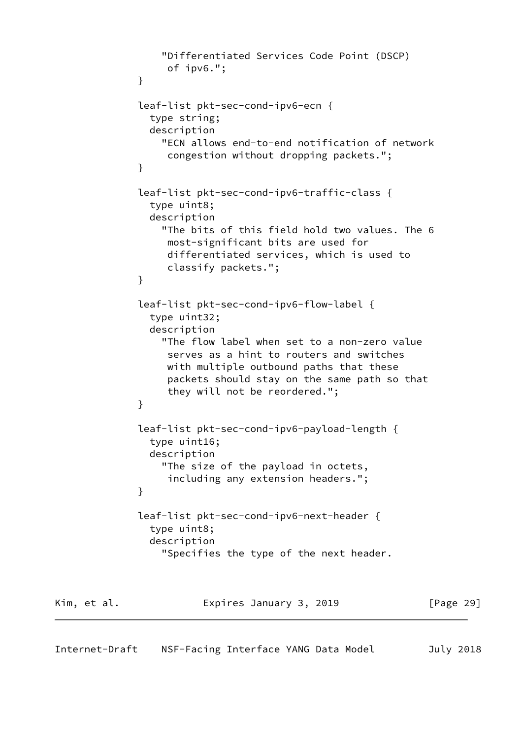```
                "Differentiated Services Code Point (DSCP)
                 of ipv6.";
            }

            leaf-list pkt-sec-cond-ipv6-ecn {
              type string;
              description
                "ECN allows end-to-end notification of network
                 congestion without dropping packets.";
            }

            leaf-list pkt-sec-cond-ipv6-traffic-class {
              type uint8;
              description
                "The bits of this field hold two values. The 6
                 most-significant bits are used for
                 differentiated services, which is used to
                 classify packets.";
            }

            leaf-list pkt-sec-cond-ipv6-flow-label {
              type uint32;
              description
                "The flow label when set to a non-zero value
                 serves as a hint to routers and switches
                 with multiple outbound paths that these
                 packets should stay on the same path so that
                 they will not be reordered.";
            }

            leaf-list pkt-sec-cond-ipv6-payload-length {
              type uint16;
              description
                "The size of the payload in octets,
                 including any extension headers.";
            }

            leaf-list pkt-sec-cond-ipv6-next-header {
              type uint8;
              description
                "Specifies the type of the next header.
```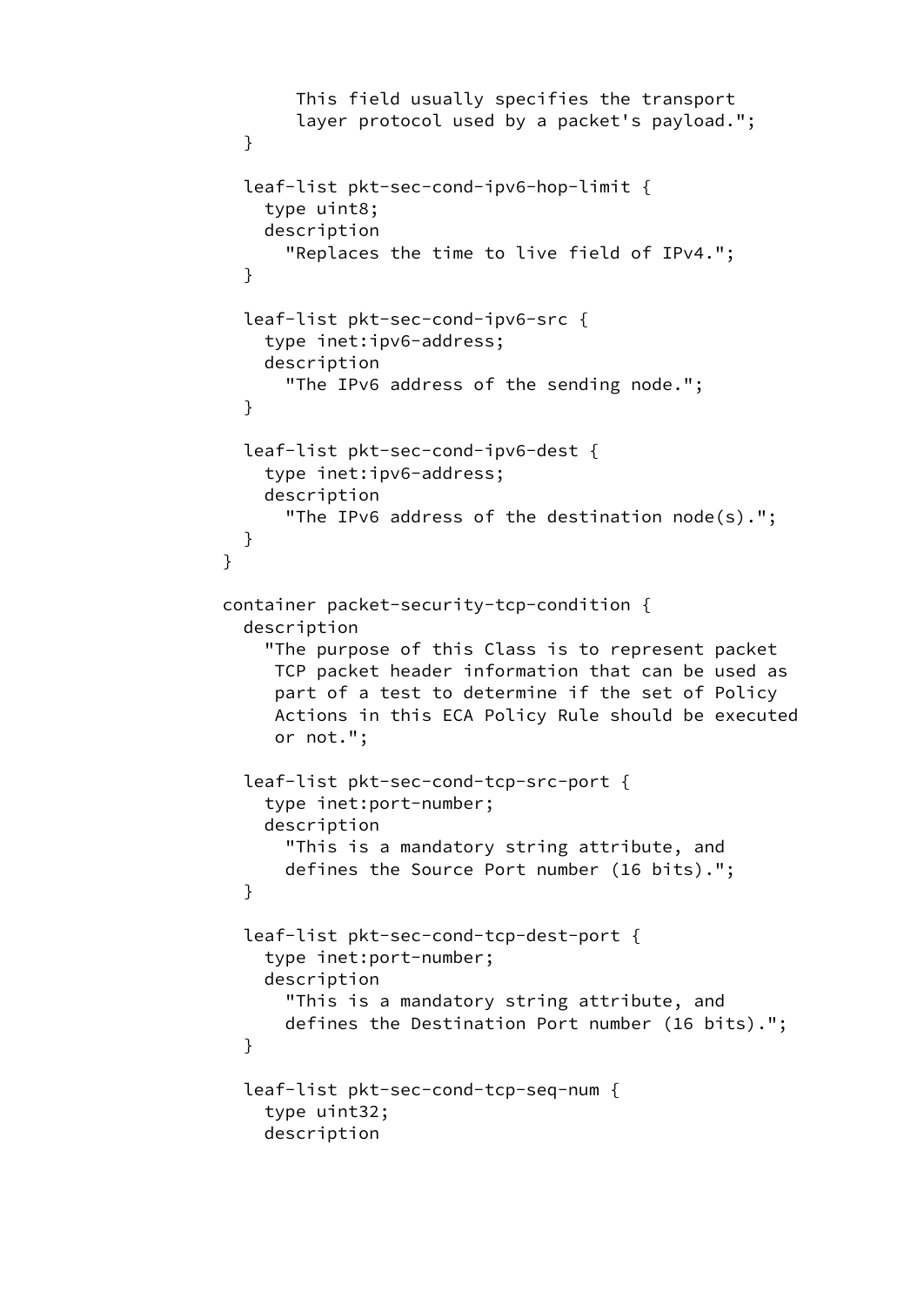```
               This field usually specifies the transport
               layer protocol used by a packet's payload.";
          }

          leaf-list pkt-sec-cond-ipv6-hop-limit {
            type uint8;
            description
              "Replaces the time to live field of IPv4.";
          }

          leaf-list pkt-sec-cond-ipv6-src {
            type inet:ipv6-address;
            description
              "The IPv6 address of the sending node.";
          }

          leaf-list pkt-sec-cond-ipv6-dest {
            type inet:ipv6-address;
            description
              "The IPv6 address of the destination node(s).";
          }
        }

        container packet-security-tcp-condition {
          description
            "The purpose of this Class is to represent packet
             TCP packet header information that can be used as
             part of a test to determine if the set of Policy
             Actions in this ECA Policy Rule should be executed
             or not.";

          leaf-list pkt-sec-cond-tcp-src-port {
            type inet:port-number;
            description
              "This is a mandatory string attribute, and
              defines the Source Port number (16 bits).";
          }

          leaf-list pkt-sec-cond-tcp-dest-port {
            type inet:port-number;
            description
              "This is a mandatory string attribute, and
              defines the Destination Port number (16 bits).";
          }

          leaf-list pkt-sec-cond-tcp-seq-num {
            type uint32;
            description
```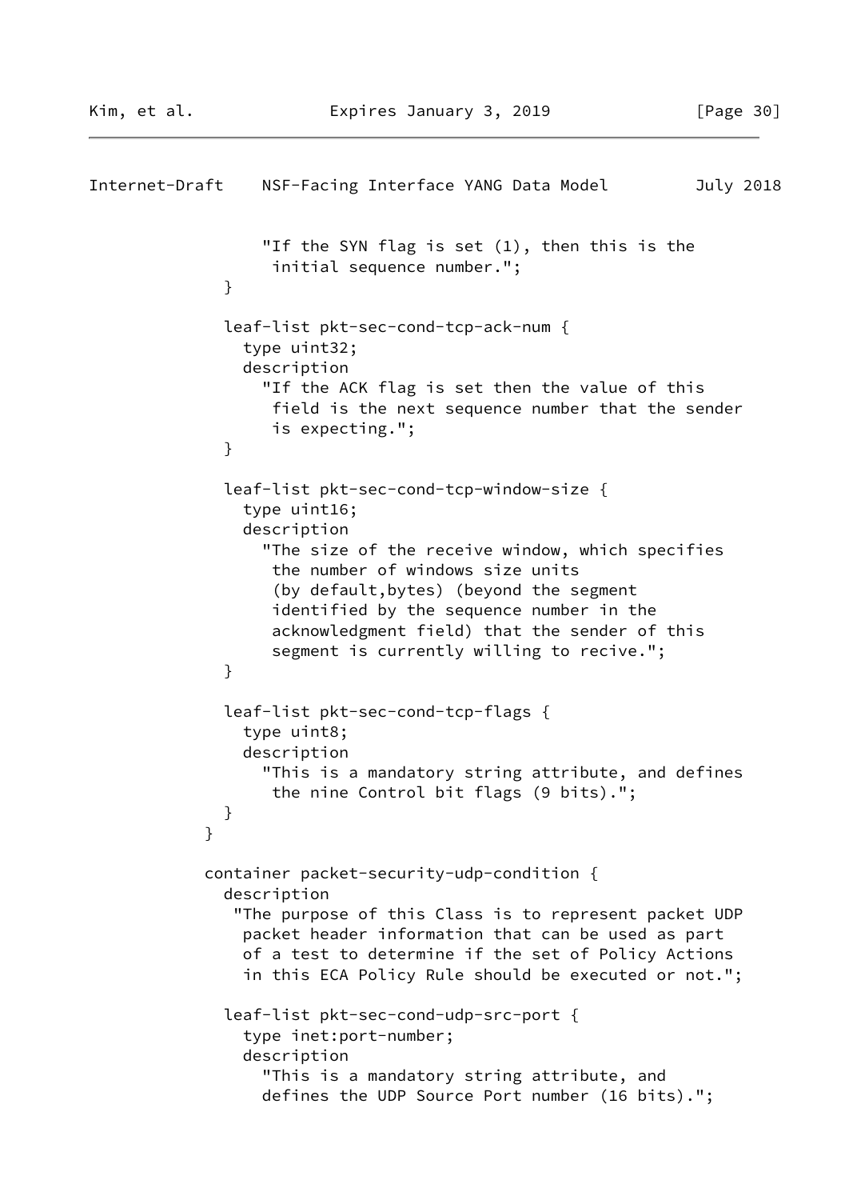```
                 "If the SYN flag is set (1), then this is the
                  initial sequence number.";
             }

             leaf-list pkt-sec-cond-tcp-ack-num {
               type uint32;
               description
                 "If the ACK flag is set then the value of this
                  field is the next sequence number that the sender
                  is expecting.";
             }

             leaf-list pkt-sec-cond-tcp-window-size {
               type uint16;
               description
                 "The size of the receive window, which specifies
                  the number of windows size units
                  (by default,bytes) (beyond the segment
                  identified by the sequence number in the
                  acknowledgment field) that the sender of this
                  segment is currently willing to recive.";
             }

             leaf-list pkt-sec-cond-tcp-flags {
               type uint8;
               description
                 "This is a mandatory string attribute, and defines
                  the nine Control bit flags (9 bits).";
             }
           }

           container packet-security-udp-condition {
             description
              "The purpose of this Class is to represent packet UDP
               packet header information that can be used as part
               of a test to determine if the set of Policy Actions
               in this ECA Policy Rule should be executed or not.";

             leaf-list pkt-sec-cond-udp-src-port {
               type inet:port-number;
               description
                 "This is a mandatory string attribute, and
                 defines the UDP Source Port number (16 bits).";
```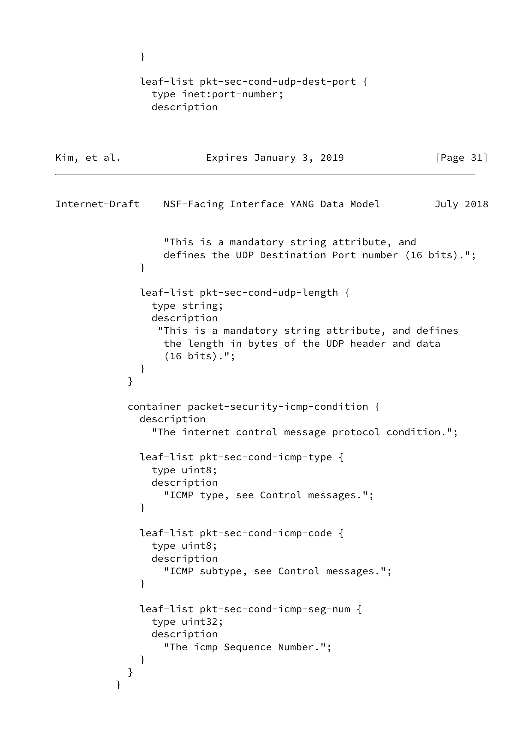```
            }

            leaf-list pkt-sec-cond-udp-dest-port {
              type inet:port-number;
              description
                "This is a mandatory string attribute, and
                defines the UDP Destination Port number (16 bits).";
            }

            leaf-list pkt-sec-cond-udp-length {
              type string;
              description
               "This is a mandatory string attribute, and defines
                the length in bytes of the UDP header and data
                (16 bits).";
            }
          }

          container packet-security-icmp-condition {
            description
              "The internet control message protocol condition.";

            leaf-list pkt-sec-cond-icmp-type {
              type uint8;
              description
                "ICMP type, see Control messages.";
            }

            leaf-list pkt-sec-cond-icmp-code {
              type uint8;
              description
                "ICMP subtype, see Control messages.";
            }

            leaf-list pkt-sec-cond-icmp-seg-num {
              type uint32;
              description
                "The icmp Sequence Number.";
            }
          }
        }
```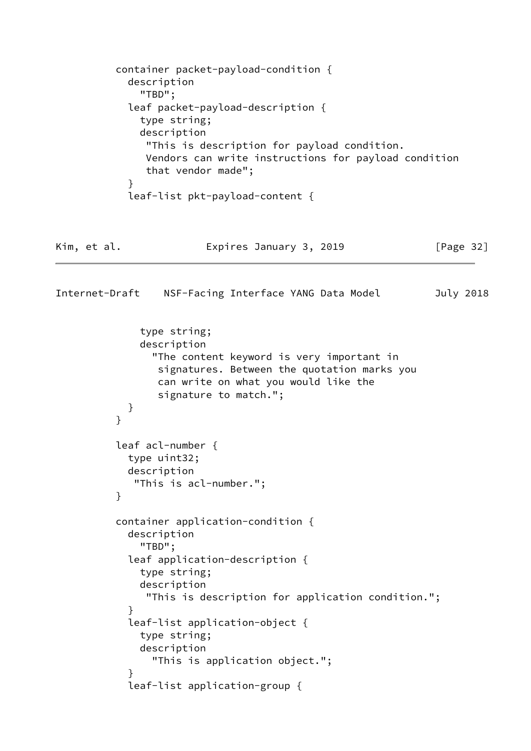```
          container packet-payload-condition {
            description
              "TBD";
            leaf packet-payload-description {
              type string;
              description
               "This is description for payload condition.
               Vendors can write instructions for payload condition
               that vendor made";
            }
            leaf-list pkt-payload-content {
```

```
              type string;
              description
                "The content keyword is very important in
                 signatures. Between the quotation marks you
                 can write on what you would like the
                 signature to match.";
            }
          }

          leaf acl-number {
            type uint32;
            description
             "This is acl-number.";
          }

          container application-condition {
            description
              "TBD";
            leaf application-description {
              type string;
              description
               "This is description for application condition.";
            }
            leaf-list application-object {
              type string;
              description
                "This is application object.";
            }
            leaf-list application-group {
```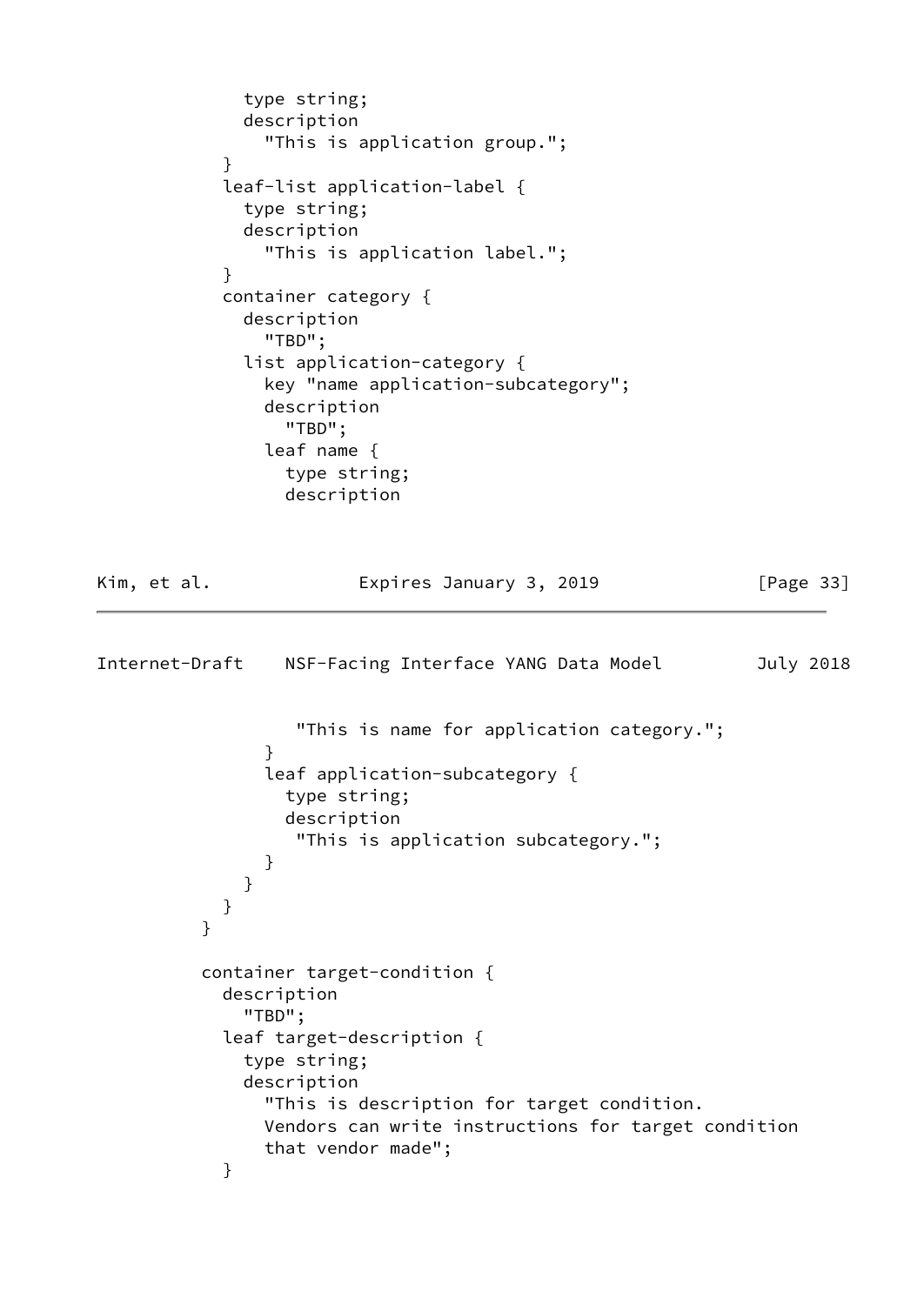```
            type string;
            description
              "This is application group.";
          }
          leaf-list application-label {
            type string;
            description
              "This is application label.";
          }
          container category {
            description
              "TBD";
            list application-category {
              key "name application-subcategory";
              description
                "TBD";
              leaf name {
                type string;
                description
                 "This is name for application category.";
              }
              leaf application-subcategory {
                type string;
                description
                 "This is application subcategory.";
              }
            }
          }
        }

        container target-condition {
          description
            "TBD";
          leaf target-description {
            type string;
            description
              "This is description for target condition.
              Vendors can write instructions for target condition
              that vendor made";
          }
```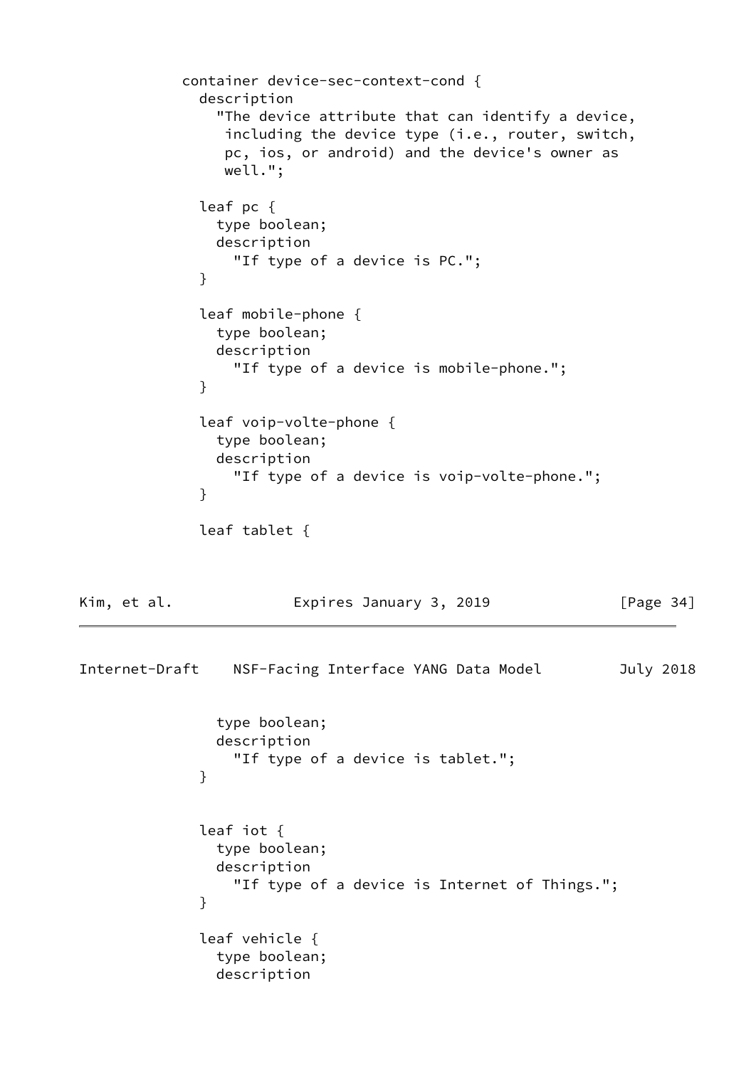```
            container device-sec-context-cond {
              description
                "The device attribute that can identify a device,
                 including the device type (i.e., router, switch,
                 pc, ios, or android) and the device's owner as
                 well.";

              leaf pc {
                type boolean;
                description
                  "If type of a device is PC.";
              }

              leaf mobile-phone {
                type boolean;
                description
                  "If type of a device is mobile-phone.";
              }

              leaf voip-volte-phone {
                type boolean;
                description
                  "If type of a device is voip-volte-phone.";
              }

              leaf tablet {
                type boolean;
                description
                  "If type of a device is tablet.";
              }


              leaf iot {
                type boolean;
                description
                  "If type of a device is Internet of Things.";
              }

              leaf vehicle {
                type boolean;
                description
```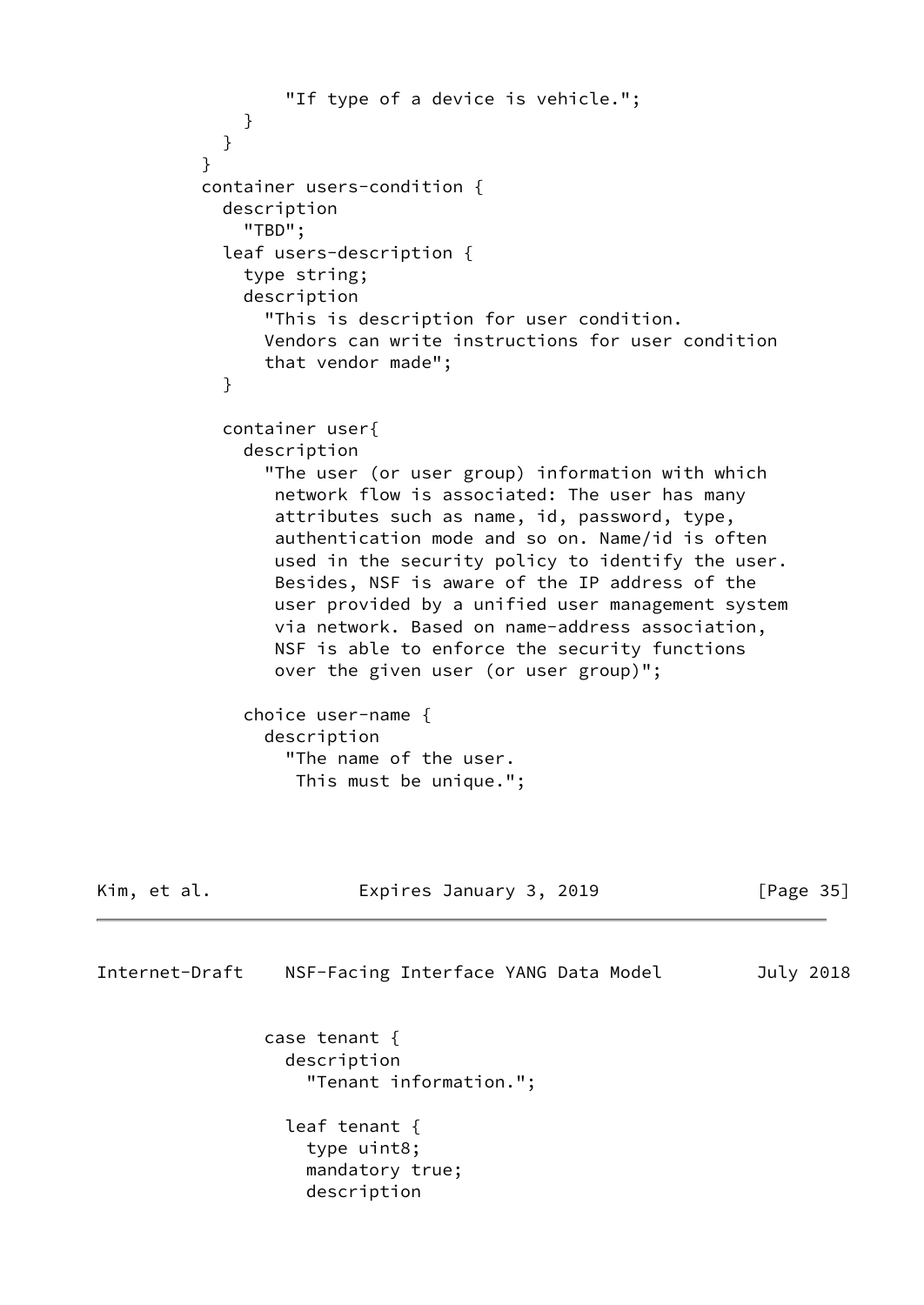```
                  "If type of a device is vehicle.";
              }
            }
          }
          container users-condition {
            description
              "TBD";
            leaf users-description {
              type string;
              description
                "This is description for user condition.
                Vendors can write instructions for user condition
                that vendor made";
            }

            container user{
              description
                "The user (or user group) information with which
                 network flow is associated: The user has many
                 attributes such as name, id, password, type,
                 authentication mode and so on. Name/id is often
                 used in the security policy to identify the user.
                 Besides, NSF is aware of the IP address of the
                 user provided by a unified user management system
                 via network. Based on name-address association,
                 NSF is able to enforce the security functions
                 over the given user (or user group)";

              choice user-name {
                description
                  "The name of the user.
                   This must be unique.";
```

```
                case tenant {
                  description
                    "Tenant information.";

                  leaf tenant {
                    type uint8;
                    mandatory true;
                    description
```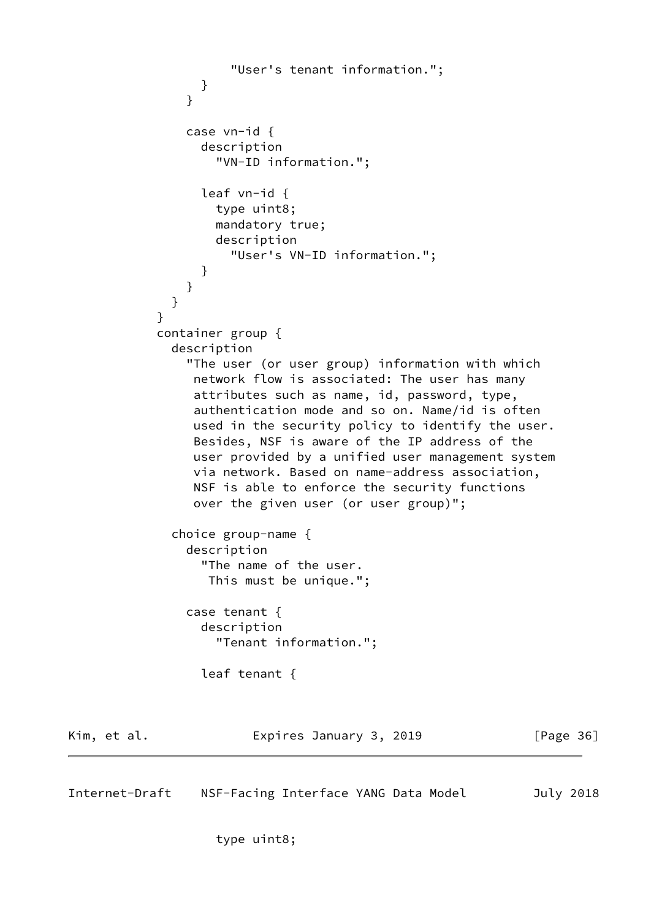```
                     "User's tenant information.";
                 }
               }

               case vn-id {
                 description
                   "VN-ID information.";

                 leaf vn-id {
                   type uint8;
                   mandatory true;
                   description
                     "User's VN-ID information.";
                 }
               }
             }
           }
           container group {
             description
               "The user (or user group) information with which
                network flow is associated: The user has many
                attributes such as name, id, password, type,
                authentication mode and so on. Name/id is often
                used in the security policy to identify the user.
                Besides, NSF is aware of the IP address of the
                user provided by a unified user management system
                via network. Based on name-address association,
                NSF is able to enforce the security functions
                over the given user (or user group)";

             choice group-name {
               description
                 "The name of the user.
                  This must be unique.";

               case tenant {
                 description
                   "Tenant information.";

                 leaf tenant {
                   type uint8;
```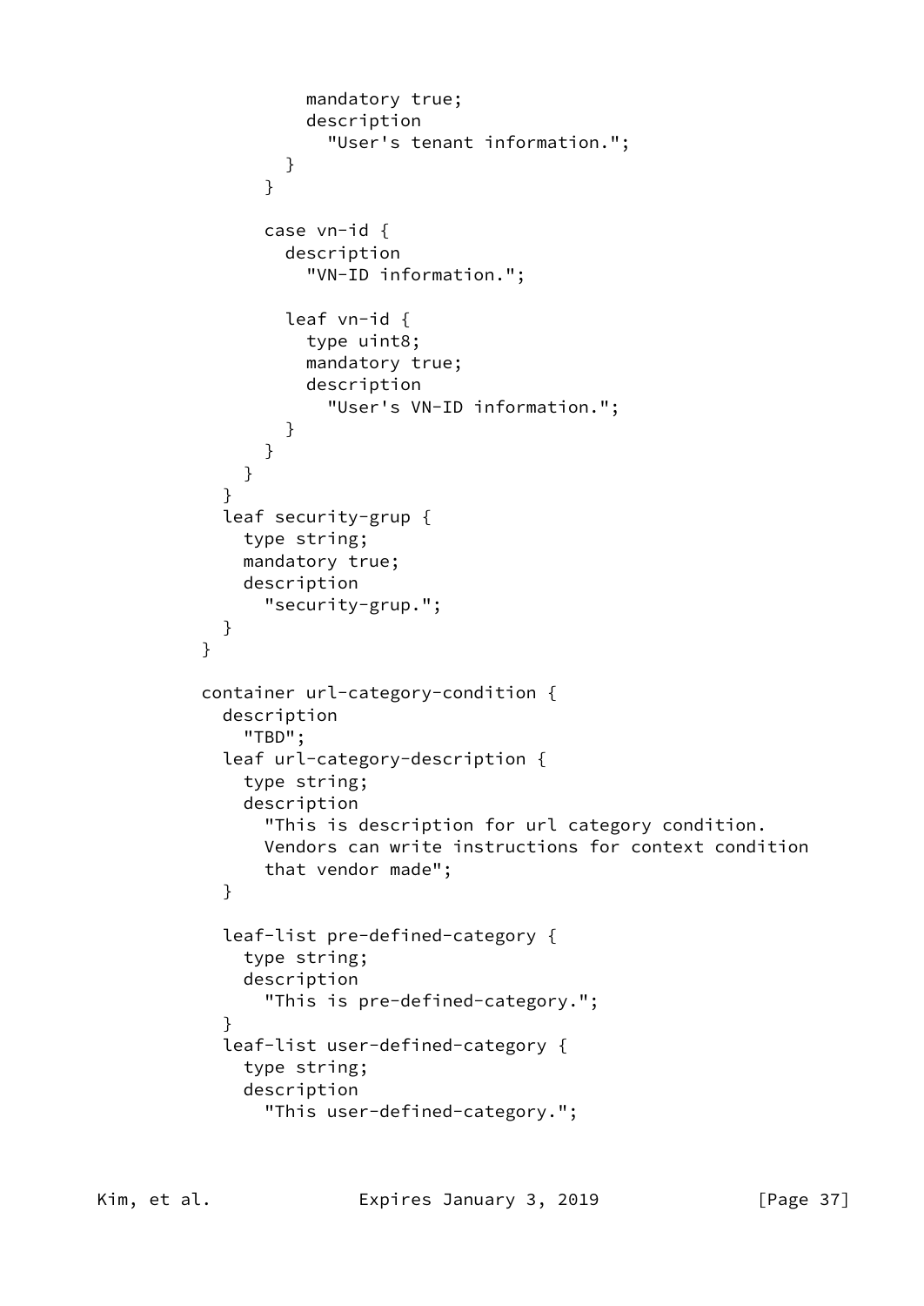```
                mandatory true;
                description
                  "User's tenant information.";
              }
            }

            case vn-id {
              description
                "VN-ID information.";

              leaf vn-id {
                type uint8;
                mandatory true;
                description
                  "User's VN-ID information.";
              }
            }
          }
        }
        leaf security-grup {
          type string;
          mandatory true;
          description
            "security-grup.";
        }
      }

      container url-category-condition {
        description
          "TBD";
        leaf url-category-description {
          type string;
          description
            "This is description for url category condition.
            Vendors can write instructions for context condition
            that vendor made";
        }

        leaf-list pre-defined-category {
          type string;
          description
            "This is pre-defined-category.";
        }
        leaf-list user-defined-category {
          type string;
          description
            "This user-defined-category.";
```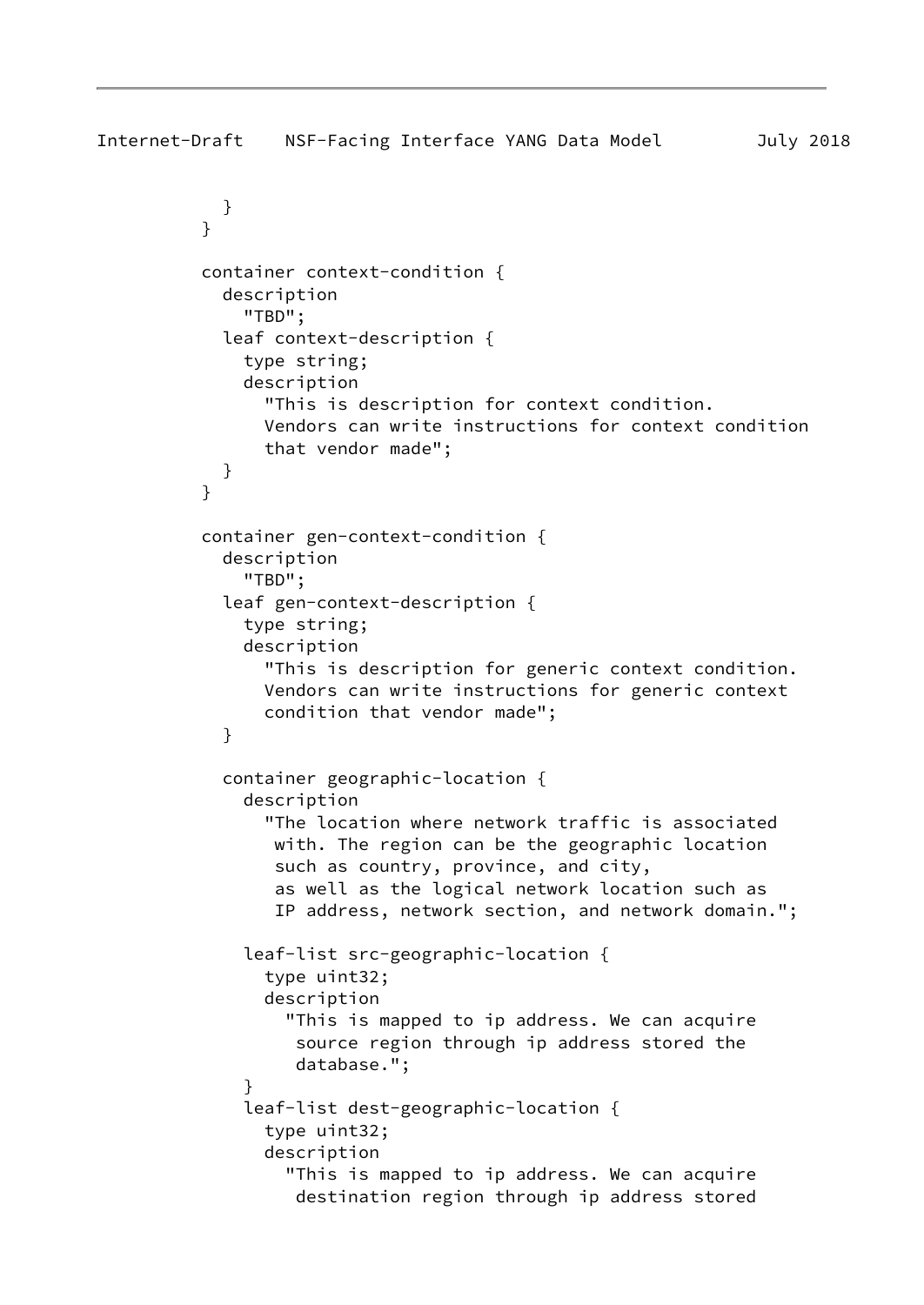```
          }
        }

        container context-condition {
          description
            "TBD";
          leaf context-description {
            type string;
            description
              "This is description for context condition.
              Vendors can write instructions for context condition
              that vendor made";
          }
        }

        container gen-context-condition {
          description
            "TBD";
          leaf gen-context-description {
            type string;
            description
              "This is description for generic context condition.
              Vendors can write instructions for generic context
              condition that vendor made";
          }

          container geographic-location {
            description
              "The location where network traffic is associated
               with. The region can be the geographic location
               such as country, province, and city,
               as well as the logical network location such as
               IP address, network section, and network domain.";

            leaf-list src-geographic-location {
              type uint32;
              description
                "This is mapped to ip address. We can acquire
                 source region through ip address stored the
                 database.";
            }
            leaf-list dest-geographic-location {
              type uint32;
              description
                "This is mapped to ip address. We can acquire
                 destination region through ip address stored
```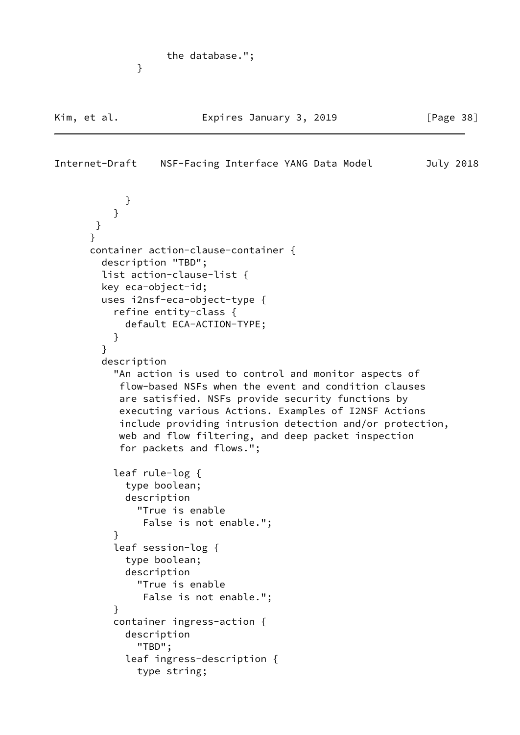```
                 the database.";
            }
```

```
          }
        }
     }
    }
    container action-clause-container {
      description "TBD";
      list action-clause-list {
      key eca-object-id;
      uses i2nsf-eca-object-type {
        refine entity-class {
          default ECA-ACTION-TYPE;
        }
      }
      description
        "An action is used to control and monitor aspects of
         flow-based NSFs when the event and condition clauses
         are satisfied. NSFs provide security functions by
         executing various Actions. Examples of I2NSF Actions
         include providing intrusion detection and/or protection,
         web and flow filtering, and deep packet inspection
         for packets and flows.";

        leaf rule-log {
          type boolean;
          description
            "True is enable
             False is not enable.";
        }
        leaf session-log {
          type boolean;
          description
            "True is enable
             False is not enable.";
        }
        container ingress-action {
          description
            "TBD";
          leaf ingress-description {
            type string;
```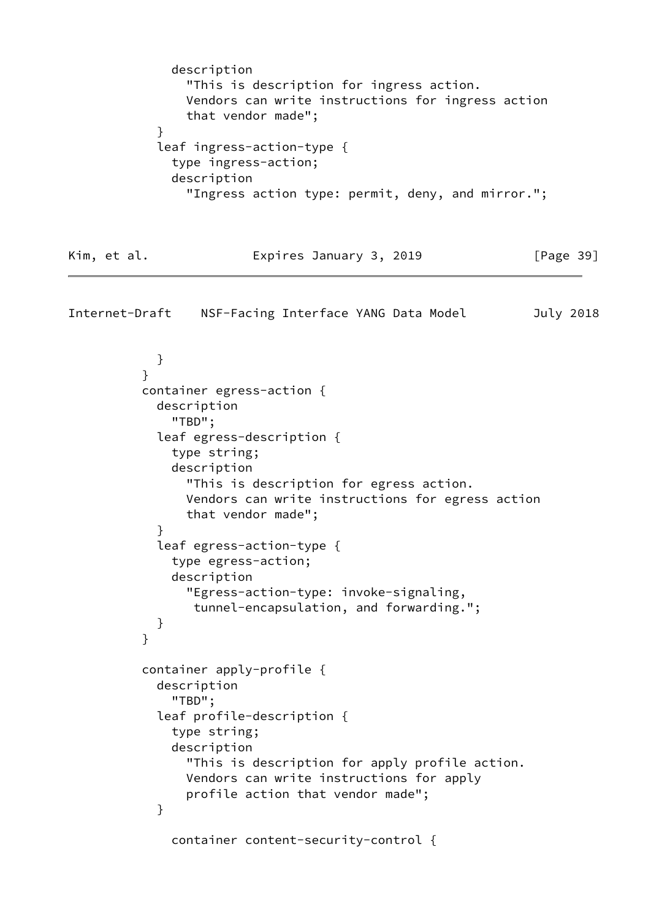```
            description
              "This is description for ingress action.
              Vendors can write instructions for ingress action
              that vendor made";
          }
          leaf ingress-action-type {
            type ingress-action;
            description
              "Ingress action type: permit, deny, and mirror.";
          }
        }
        container egress-action {
          description
            "TBD";
          leaf egress-description {
            type string;
            description
              "This is description for egress action.
              Vendors can write instructions for egress action
              that vendor made";
          }
          leaf egress-action-type {
            type egress-action;
            description
              "Egress-action-type: invoke-signaling,
               tunnel-encapsulation, and forwarding.";
          }
        }

        container apply-profile {
          description
            "TBD";
          leaf profile-description {
            type string;
            description
              "This is description for apply profile action.
              Vendors can write instructions for apply
              profile action that vendor made";
          }

            container content-security-control {
```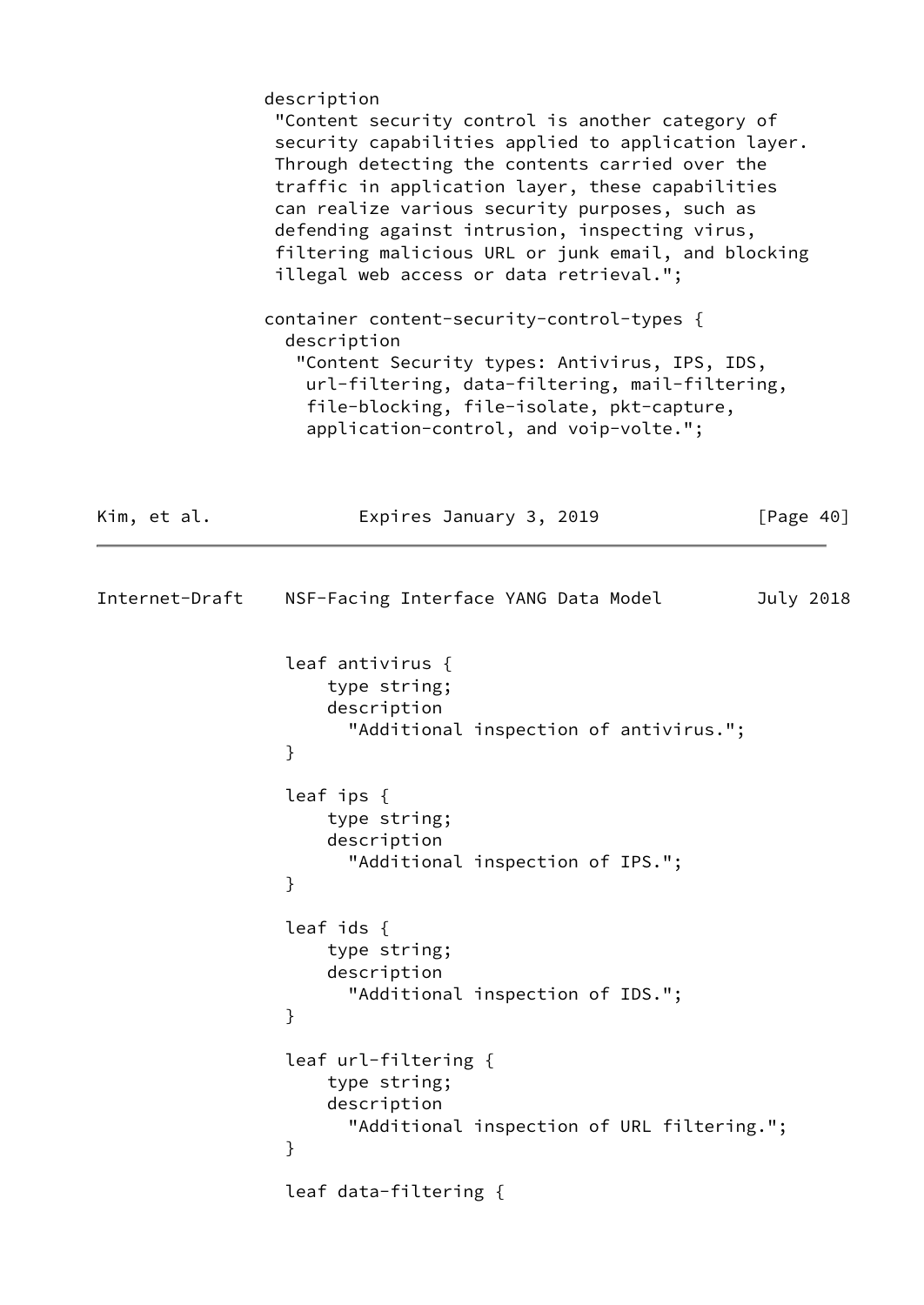```
             description
              "Content security control is another category of
              security capabilities applied to application layer.
              Through detecting the contents carried over the
              traffic in application layer, these capabilities
              can realize various security purposes, such as
              defending against intrusion, inspecting virus,
              filtering malicious URL or junk email, and blocking
              illegal web access or data retrieval.";

             container content-security-control-types {
               description
                "Content Security types: Antivirus, IPS, IDS,
                 url-filtering, data-filtering, mail-filtering,
                 file-blocking, file-isolate, pkt-capture,
                 application-control, and voip-volte.";
```

```
               leaf antivirus {
                   type string;
                   description
                     "Additional inspection of antivirus.";
               }

               leaf ips {
                   type string;
                   description
                     "Additional inspection of IPS.";
               }

               leaf ids {
                   type string;
                   description
                     "Additional inspection of IDS.";
               }

               leaf url-filtering {
                   type string;
                   description
                     "Additional inspection of URL filtering.";
               }

               leaf data-filtering {
```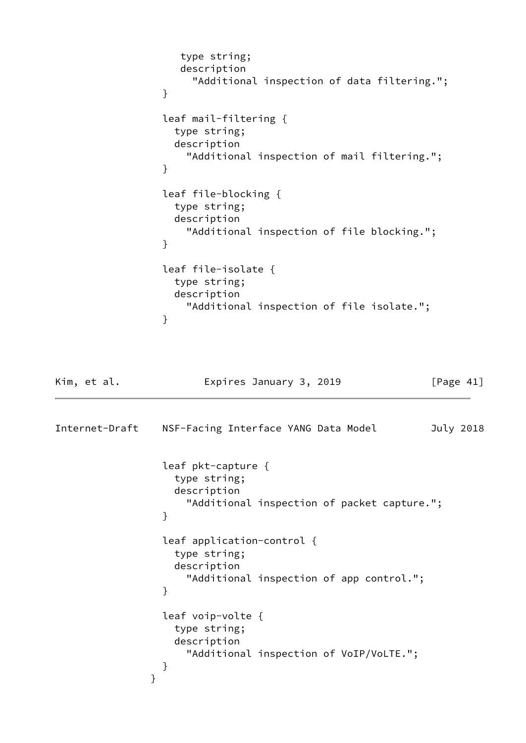```
                  type string;
                  description
                    "Additional inspection of data filtering.";
                }

                leaf mail-filtering {
                  type string;
                  description
                    "Additional inspection of mail filtering.";
                }

                leaf file-blocking {
                  type string;
                  description
                    "Additional inspection of file blocking.";
                }

                leaf file-isolate {
                  type string;
                  description
                    "Additional inspection of file isolate.";
                }
```

```
                leaf pkt-capture {
                  type string;
                  description
                    "Additional inspection of packet capture.";
                }

                leaf application-control {
                  type string;
                  description
                    "Additional inspection of app control.";
                }

                leaf voip-volte {
                  type string;
                  description
                    "Additional inspection of VoIP/VoLTE.";
                }
              }
```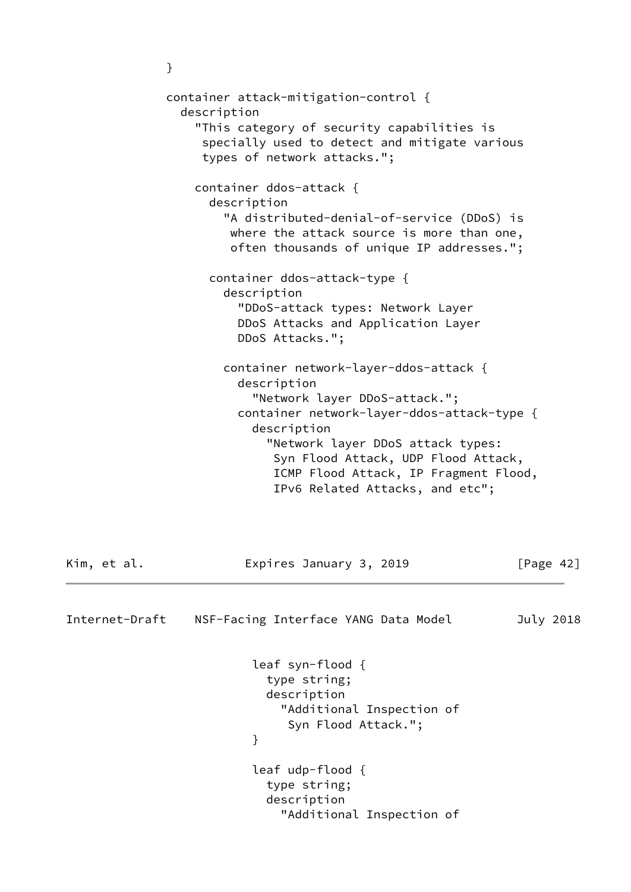```
             }

             container attack-mitigation-control {
               description
                 "This category of security capabilities is
                  specially used to detect and mitigate various
                  types of network attacks.";

                 container ddos-attack {
                   description
                     "A distributed-denial-of-service (DDoS) is
                      where the attack source is more than one,
                      often thousands of unique IP addresses.";

                   container ddos-attack-type {
                     description
                       "DDoS-attack types: Network Layer
                       DDoS Attacks and Application Layer
                       DDoS Attacks.";

                     container network-layer-ddos-attack {
                       description
                         "Network layer DDoS-attack.";
                       container network-layer-ddos-attack-type {
                         description
                           "Network layer DDoS attack types:
                             Syn Flood Attack, UDP Flood Attack,
                             ICMP Flood Attack, IP Fragment Flood,
                             IPv6 Related Attacks, and etc";

                         leaf syn-flood {
                           type string;
                           description
                             "Additional Inspection of
                              Syn Flood Attack.";
                         }

                         leaf udp-flood {
                           type string;
                           description
                             "Additional Inspection of
```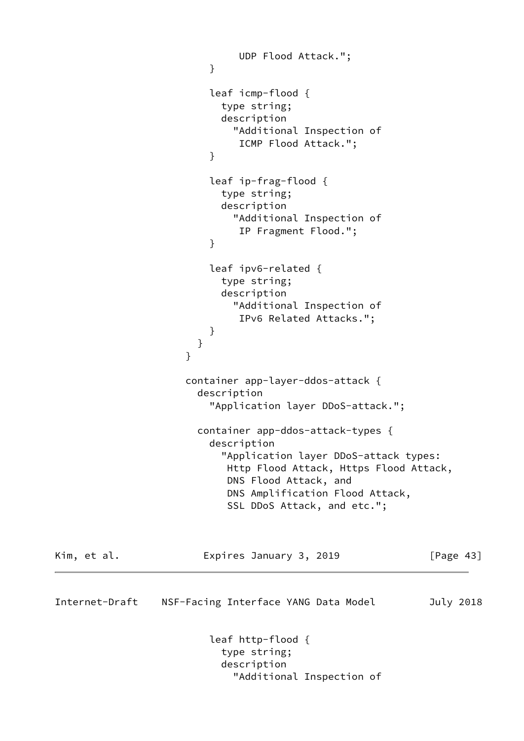```
                         UDP Flood Attack.";
                    }

                    leaf icmp-flood {
                      type string;
                      description
                        "Additional Inspection of
                         ICMP Flood Attack.";
                    }

                    leaf ip-frag-flood {
                      type string;
                      description
                        "Additional Inspection of
                         IP Fragment Flood.";
                    }

                    leaf ipv6-related {
                      type string;
                      description
                        "Additional Inspection of
                         IPv6 Related Attacks.";
                    }
                  }
                }

                container app-layer-ddos-attack {
                  description
                    "Application layer DDoS-attack.";

                  container app-ddos-attack-types {
                    description
                      "Application layer DDoS-attack types:
                       Http Flood Attack, Https Flood Attack,
                       DNS Flood Attack, and
                       DNS Amplification Flood Attack,
                       SSL DDoS Attack, and etc.";
```

```
                    leaf http-flood {
                      type string;
                      description
                        "Additional Inspection of
```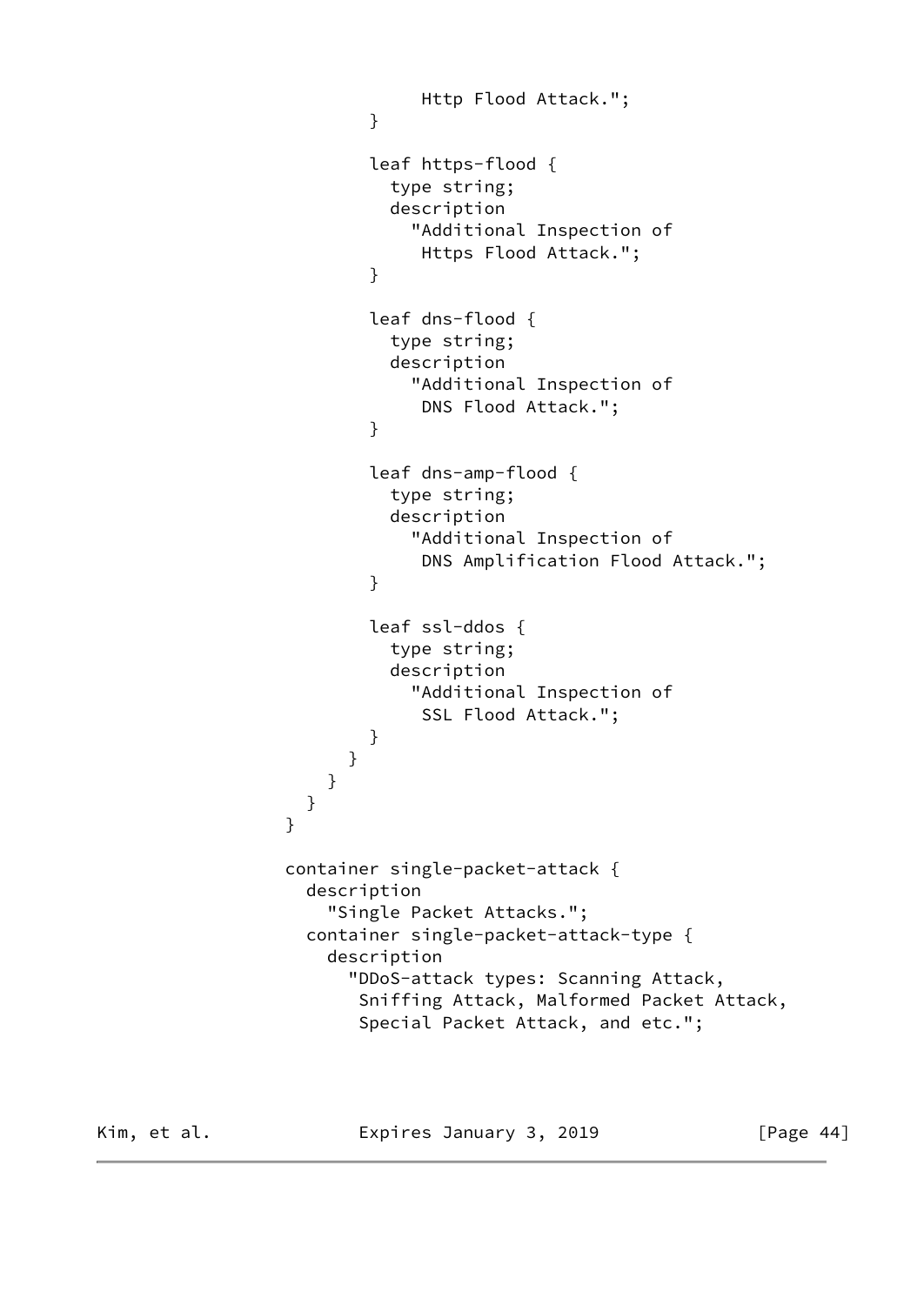```
                   Http Flood Attack.";
            }

            leaf https-flood {
              type string;
              description
                "Additional Inspection of
                 Https Flood Attack.";
            }

            leaf dns-flood {
              type string;
              description
                "Additional Inspection of
                 DNS Flood Attack.";
            }

            leaf dns-amp-flood {
              type string;
              description
                "Additional Inspection of
                 DNS Amplification Flood Attack.";
            }

            leaf ssl-ddos {
              type string;
              description
                "Additional Inspection of
                 SSL Flood Attack.";
            }
          }
        }
      }
    }

    container single-packet-attack {
      description
        "Single Packet Attacks.";
      container single-packet-attack-type {
        description
          "DDoS-attack types: Scanning Attack,
           Sniffing Attack, Malformed Packet Attack,
           Special Packet Attack, and etc.";
```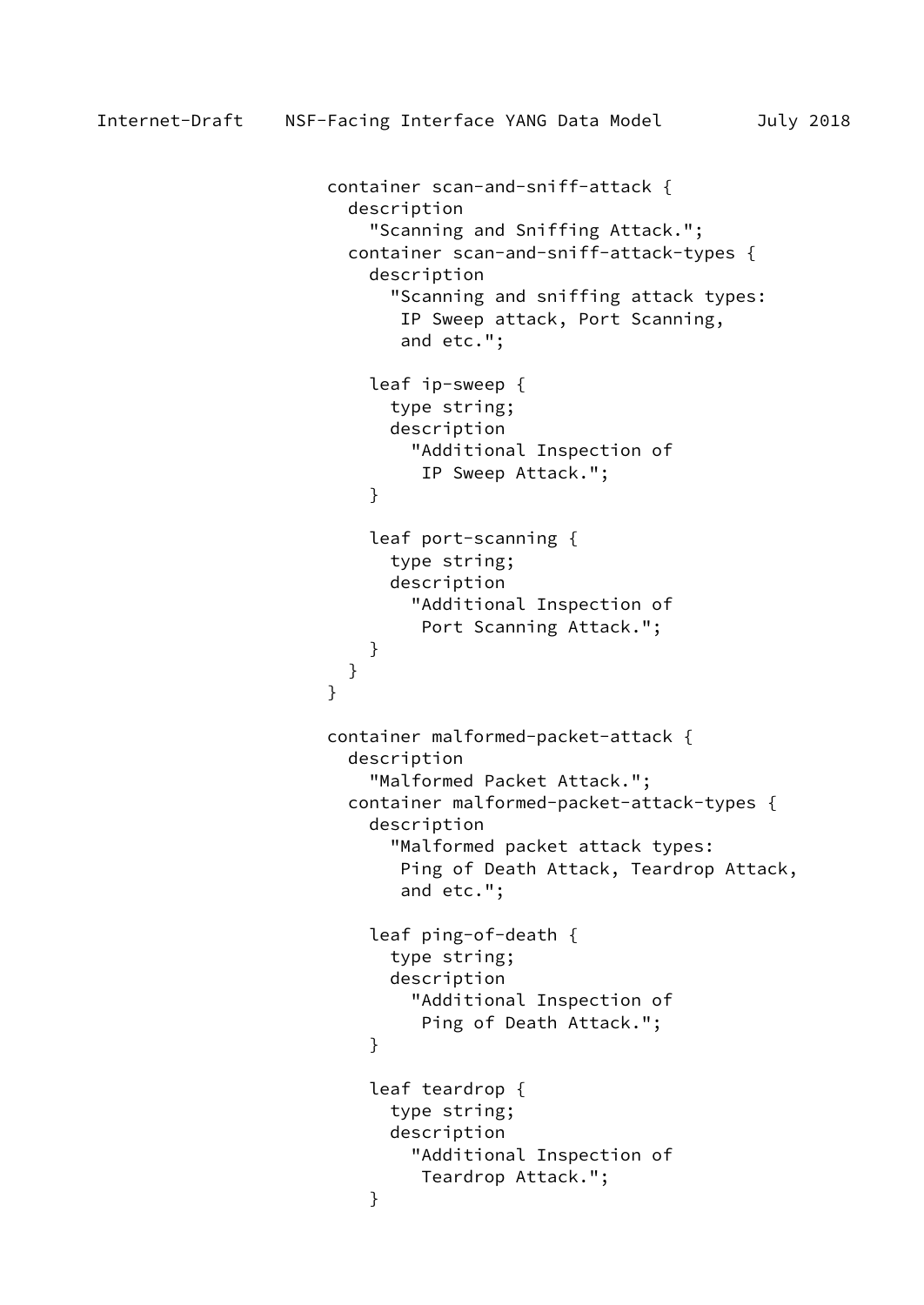```
                    container scan-and-sniff-attack {
                      description
                        "Scanning and Sniffing Attack.";
                      container scan-and-sniff-attack-types {
                        description
                          "Scanning and sniffing attack types:
                           IP Sweep attack, Port Scanning,
                           and etc.";

                        leaf ip-sweep {
                          type string;
                          description
                            "Additional Inspection of
                             IP Sweep Attack.";
                        }

                        leaf port-scanning {
                          type string;
                          description
                            "Additional Inspection of
                             Port Scanning Attack.";
                        }
                      }
                    }

                    container malformed-packet-attack {
                      description
                        "Malformed Packet Attack.";
                      container malformed-packet-attack-types {
                        description
                          "Malformed packet attack types:
                           Ping of Death Attack, Teardrop Attack,
                           and etc.";

                        leaf ping-of-death {
                          type string;
                          description
                            "Additional Inspection of
                             Ping of Death Attack.";
                        }

                        leaf teardrop {
                          type string;
                          description
                            "Additional Inspection of
                             Teardrop Attack.";
                        }
```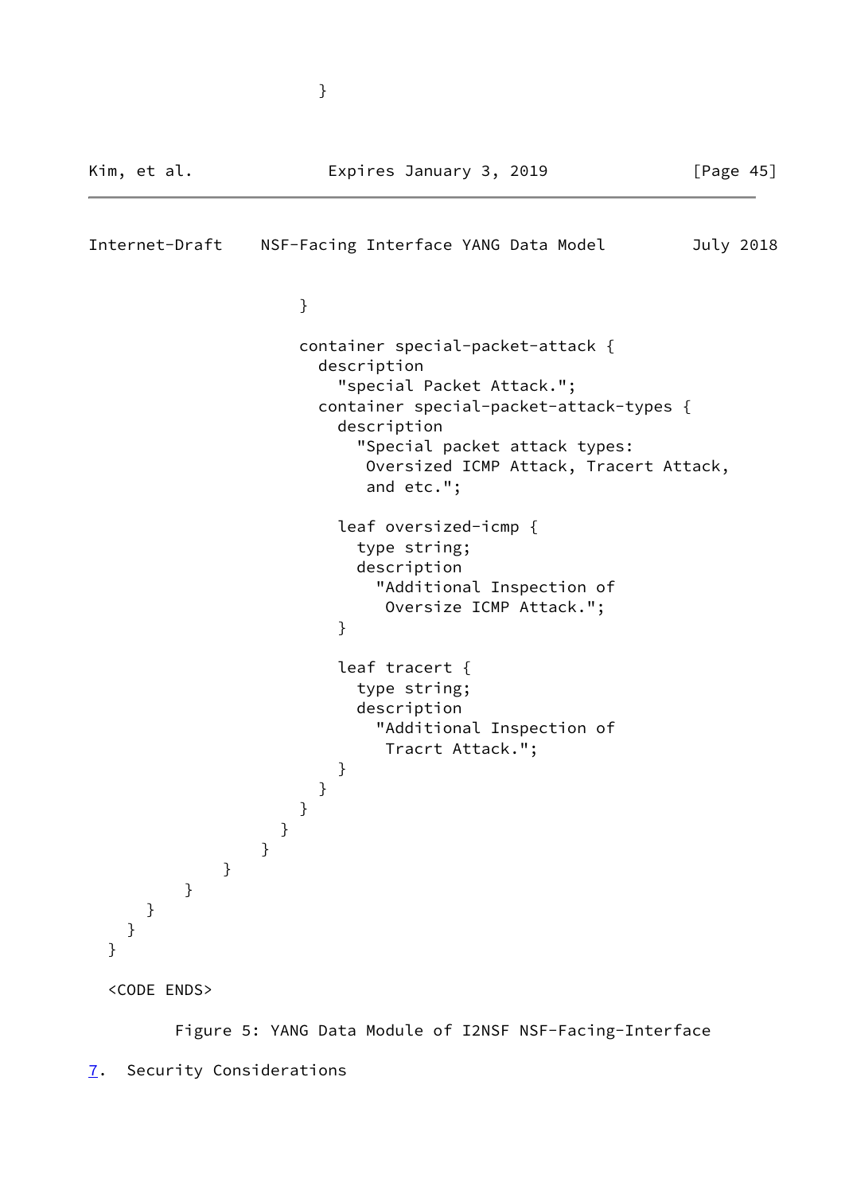```
                          }
```

```
                        }

                        container special-packet-attack {
                          description
                            "special Packet Attack.";
                          container special-packet-attack-types {
                            description
                              "Special packet attack types:
                               Oversized ICMP Attack, Tracert Attack,
                               and etc.";

                            leaf oversized-icmp {
                              type string;
                              description
                                "Additional Inspection of
                                 Oversize ICMP Attack.";
                            }

                            leaf tracert {
                              type string;
                              description
                                "Additional Inspection of
                                 Tracrt Attack.";
                            }
                          }
                        }
                      }
                    }
                  }
              }
          }
      }
    }
  }

  <CODE ENDS>
```

Figure 5: YANG Data Module of I2NSF NSF-Facing-Interface

## 7. Security Considerations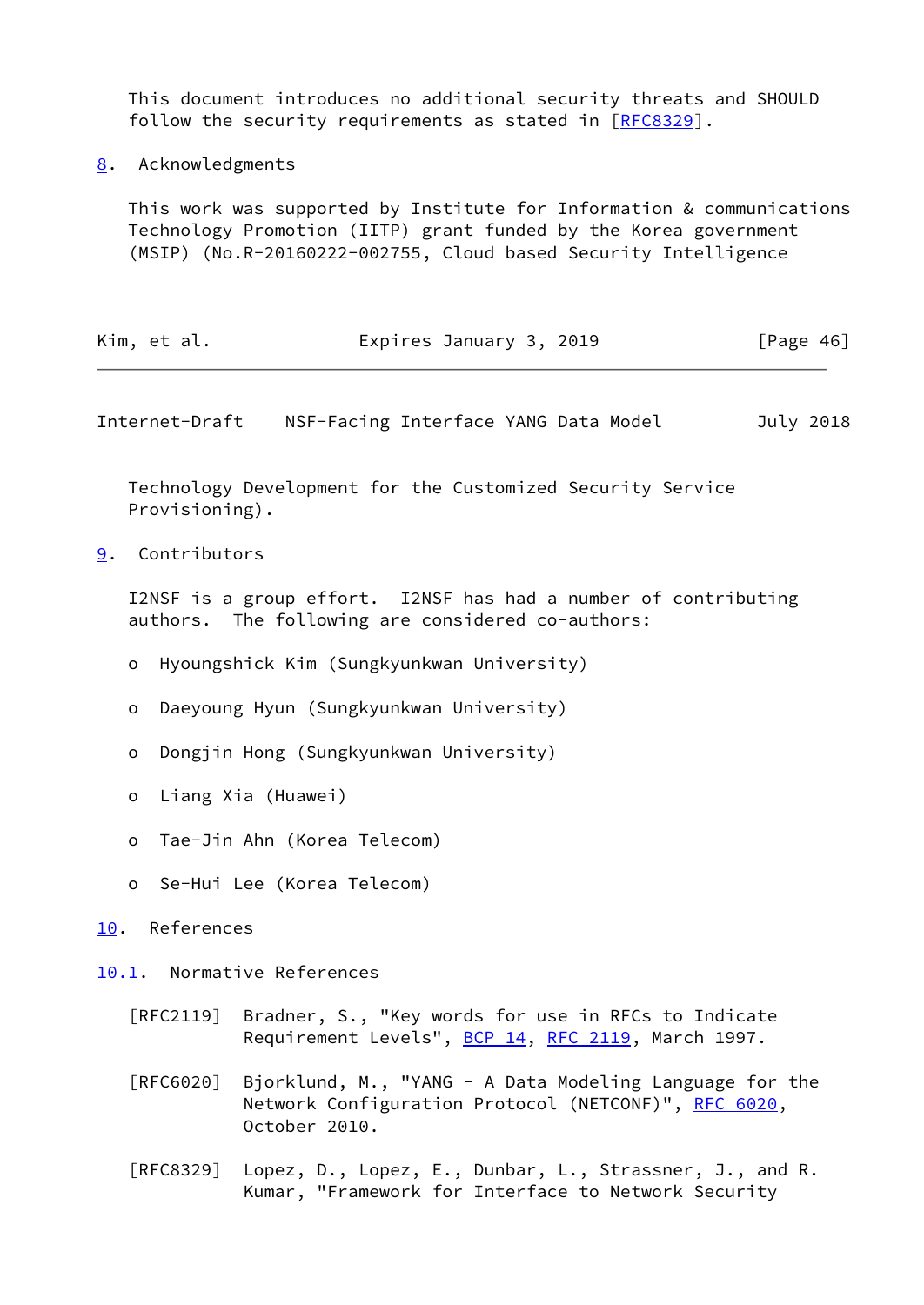This document introduces no additional security threats and SHOULD follow the security requirements as stated in [RFC8329].

## 8. Acknowledgments

This work was supported by Institute for Information & communications Technology Promotion (IITP) grant funded by the Korea government (MSIP) (No.R-20160222-002755, Cloud based Security Intelligence Technology Development for the Customized Security Service Provisioning).

## 9. Contributors

I2NSF is a group effort. I2NSF has had a number of contributing authors. The following are considered co-authors:

- Hyoungshick Kim (Sungkyunkwan University)
- Daeyoung Hyun (Sungkyunkwan University)
- Dongjin Hong (Sungkyunkwan University)
- Liang Xia (Huawei)
- Tae-Jin Ahn (Korea Telecom)
- Se-Hui Lee (Korea Telecom)

## 10. References

### 10.1. Normative References

[RFC2119] Bradner, S., "Key words for use in RFCs to Indicate Requirement Levels", BCP 14, RFC 2119, March 1997.

[RFC6020] Bjorklund, M., "YANG - A Data Modeling Language for the Network Configuration Protocol (NETCONF)", RFC 6020, October 2010.

[RFC8329] Lopez, D., Lopez, E., Dunbar, L., Strassner, J., and R. Kumar, "Framework for Interface to Network Security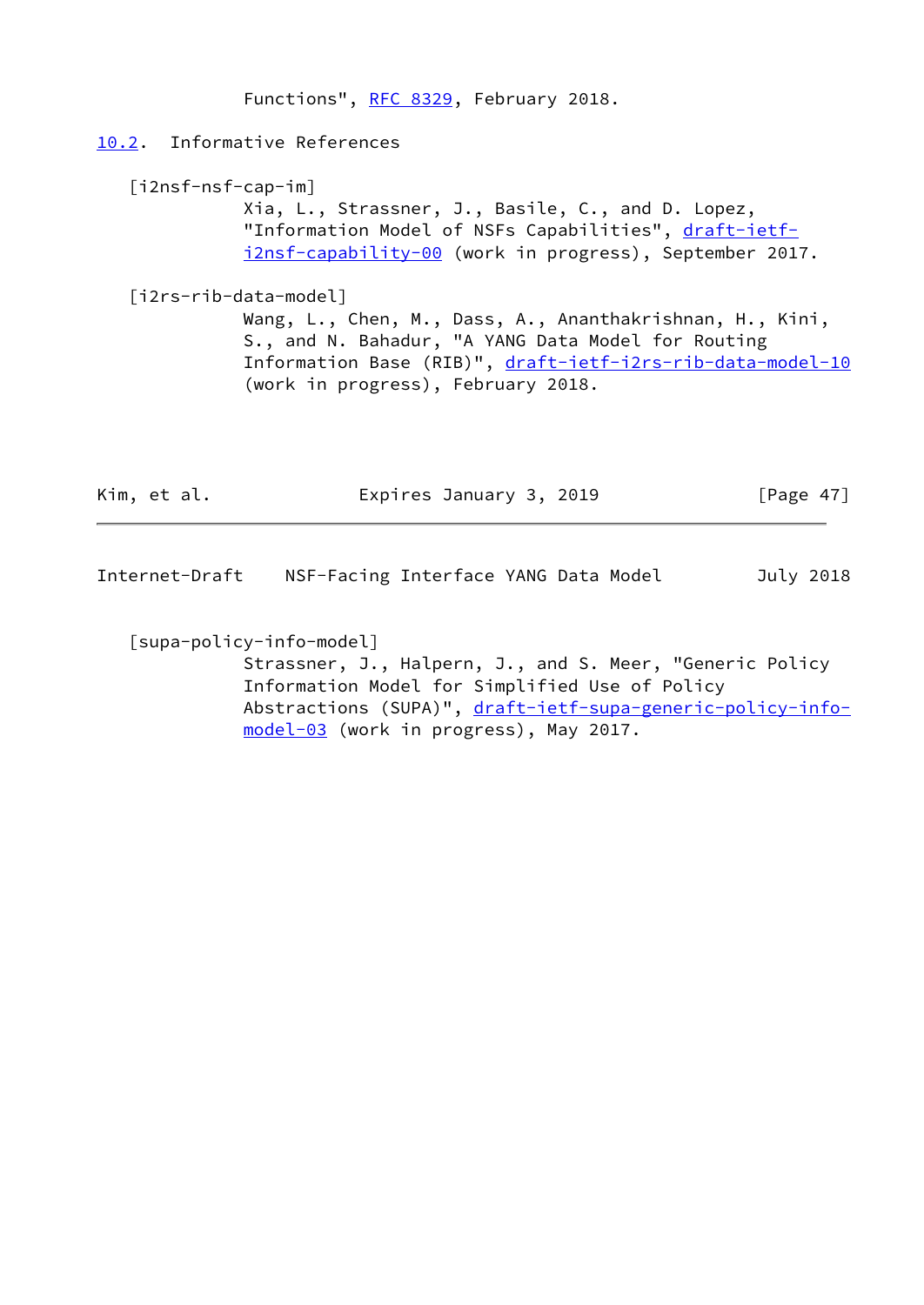Functions", RFC 8329, February 2018.

### 10.2. Informative References

[i2nsf-nsf-cap-im]
Xia, L., Strassner, J., Basile, C., and D. Lopez, "Information Model of NSFs Capabilities", draft-ietf-i2nsf-capability-00 (work in progress), September 2017.

[i2rs-rib-data-model]
Wang, L., Chen, M., Dass, A., Ananthakrishnan, H., Kini, S., and N. Bahadur, "A YANG Data Model for Routing Information Base (RIB)", draft-ietf-i2rs-rib-data-model-10 (work in progress), February 2018.

[supa-policy-info-model]
Strassner, J., Halpern, J., and S. Meer, "Generic Policy Information Model for Simplified Use of Policy Abstractions (SUPA)", draft-ietf-supa-generic-policy-info-model-03 (work in progress), May 2017.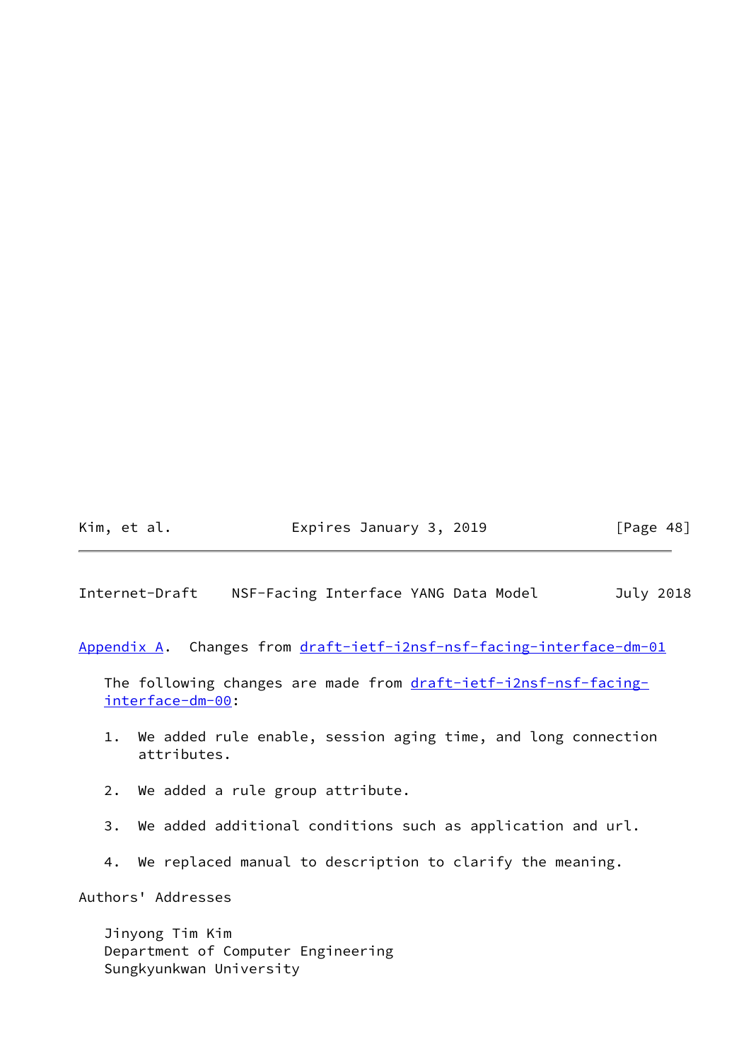## Appendix A. Changes from draft-ietf-i2nsf-nsf-facing-interface-dm-01

The following changes are made from draft-ietf-i2nsf-nsf-facing-interface-dm-00:

1. We added rule enable, session aging time, and long connection attributes.

2. We added a rule group attribute.

3. We added additional conditions such as application and url.

4. We replaced manual to description to clarify the meaning.

## Authors' Addresses

Jinyong Tim Kim
Department of Computer Engineering
Sungkyunkwan University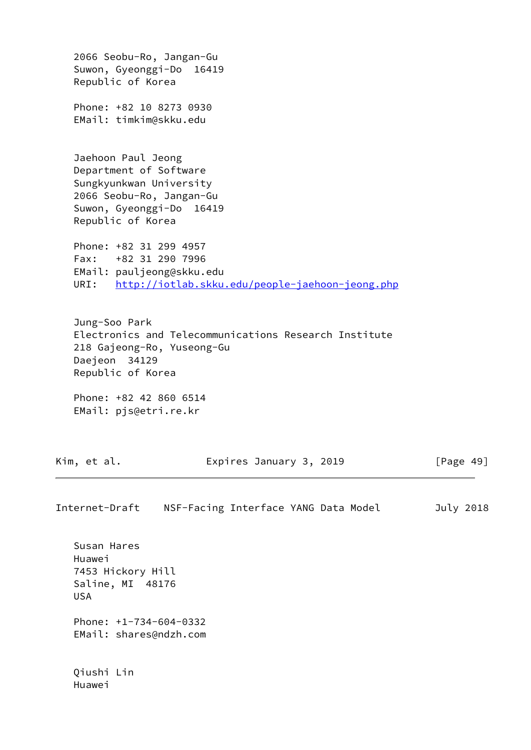2066 Seobu-Ro, Jangan-Gu
Suwon, Gyeonggi-Do  16419
Republic of Korea

Phone: +82 10 8273 0930
EMail: timkim@skku.edu

Jaehoon Paul Jeong
Department of Software
Sungkyunkwan University
2066 Seobu-Ro, Jangan-Gu
Suwon, Gyeonggi-Do  16419
Republic of Korea

Phone: +82 31 299 4957
Fax:   +82 31 290 7996
EMail: pauljeong@skku.edu
URI:   http://iotlab.skku.edu/people-jaehoon-jeong.php

Jung-Soo Park
Electronics and Telecommunications Research Institute
218 Gajeong-Ro, Yuseong-Gu
Daejeon  34129
Republic of Korea

Phone: +82 42 860 6514
EMail: pjs@etri.re.kr

Susan Hares
Huawei
7453 Hickory Hill
Saline, MI  48176
USA

Phone: +1-734-604-0332
EMail: shares@ndzh.com

Qiushi Lin
Huawei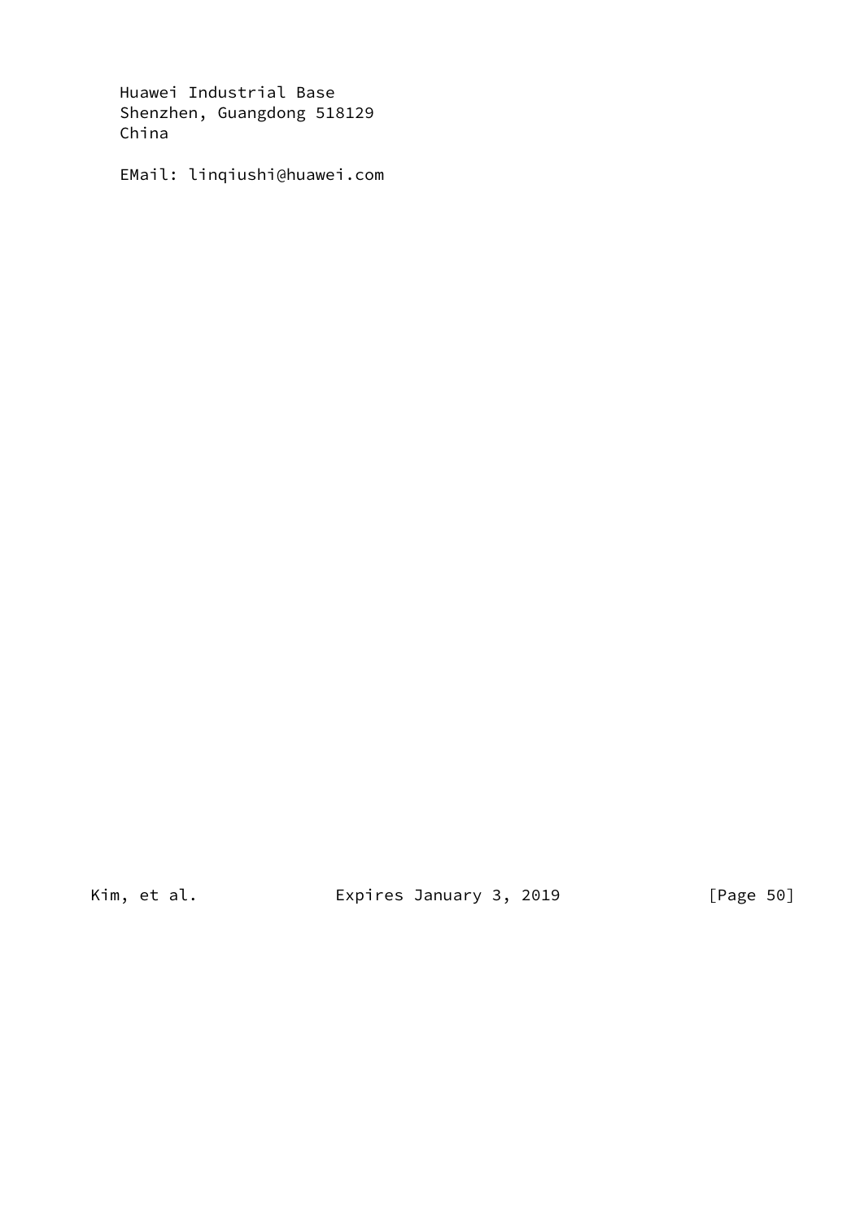Huawei Industrial Base
Shenzhen, Guangdong 518129
China

EMail: linqiushi@huawei.com